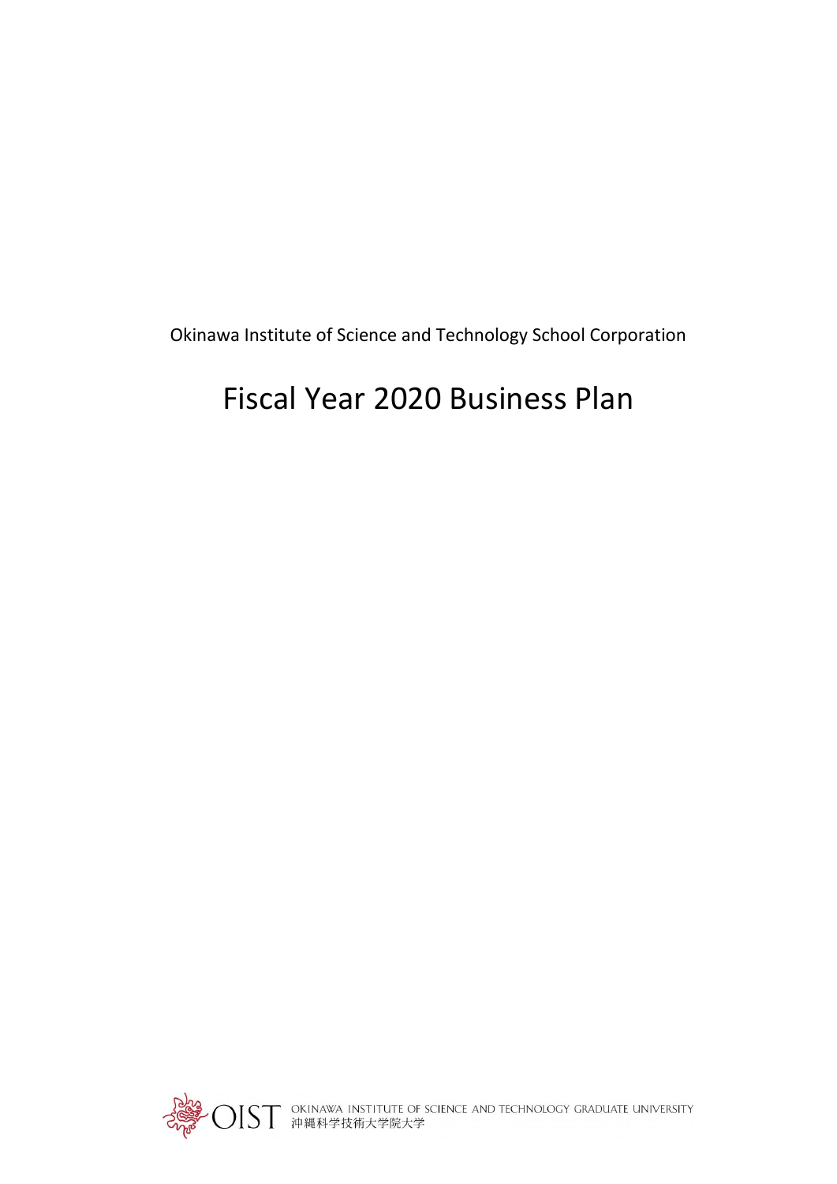Okinawa Institute of Science and Technology School Corporation

# Fiscal Year 2020 Business Plan

OIST OKINAWA INSTITUTE OF SCIENCE AND TECHNOLOGY GRADUATE UNIVERSITY
沖縄科学技術大学院大学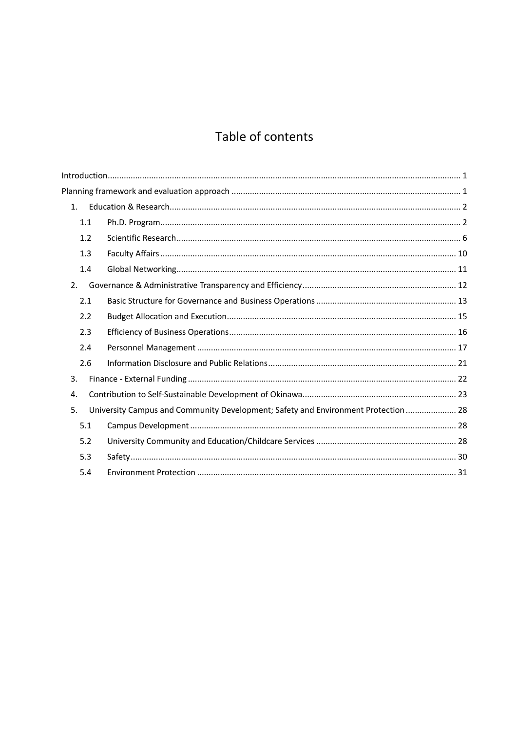# Table of contents

Introduction ........................................................ 1

Planning framework and evaluation approach ........................................................ 1

1. Education & Research ........................................................ 2
   - 1.1 Ph.D. Program ........................................................ 2
   - 1.2 Scientific Research ........................................................ 6
   - 1.3 Faculty Affairs ........................................................ 10
   - 1.4 Global Networking ........................................................ 11
2. Governance & Administrative Transparency and Efficiency ........................................................ 12
   - 2.1 Basic Structure for Governance and Business Operations ........................................................ 13
   - 2.2 Budget Allocation and Execution ........................................................ 15
   - 2.3 Efficiency of Business Operations ........................................................ 16
   - 2.4 Personnel Management ........................................................ 17
   - 2.6 Information Disclosure and Public Relations ........................................................ 21
3. Finance - External Funding ........................................................ 22
4. Contribution to Self-Sustainable Development of Okinawa ........................................................ 23
5. University Campus and Community Development; Safety and Environment Protection ........................................................ 28
   - 5.1 Campus Development ........................................................ 28
   - 5.2 University Community and Education/Childcare Services ........................................................ 28
   - 5.3 Safety ........................................................ 30
   - 5.4 Environment Protection ........................................................ 31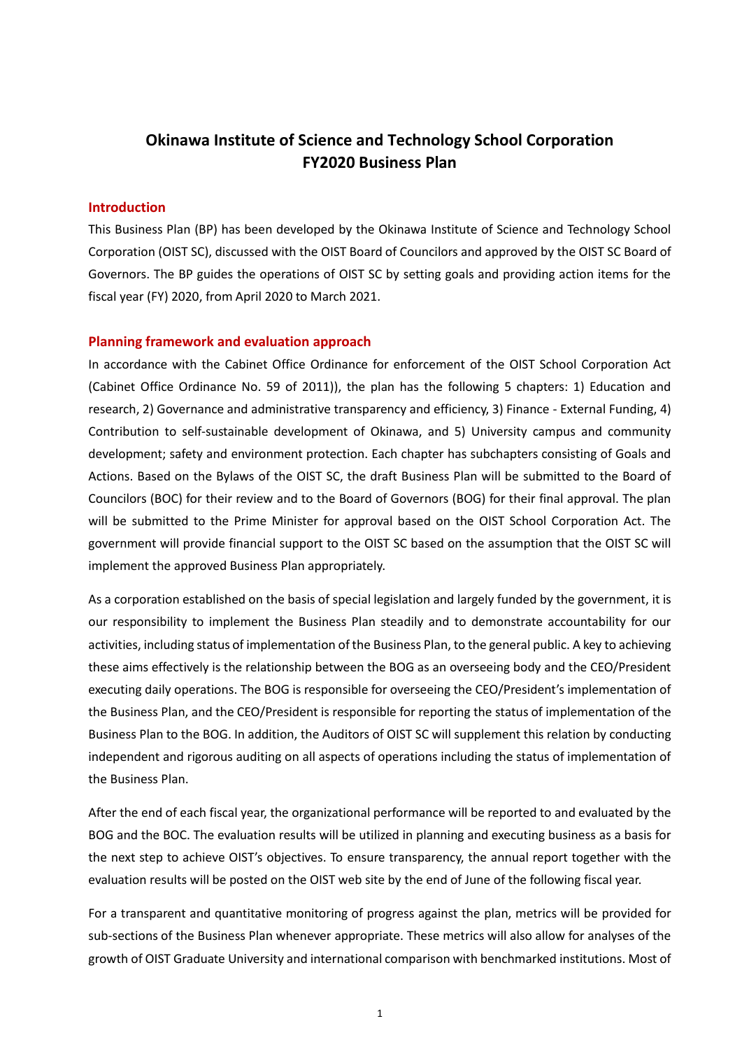# Okinawa Institute of Science and Technology School Corporation
# FY2020 Business Plan

## Introduction

This Business Plan (BP) has been developed by the Okinawa Institute of Science and Technology School Corporation (OIST SC), discussed with the OIST Board of Councilors and approved by the OIST SC Board of Governors. The BP guides the operations of OIST SC by setting goals and providing action items for the fiscal year (FY) 2020, from April 2020 to March 2021.

## Planning framework and evaluation approach

In accordance with the Cabinet Office Ordinance for enforcement of the OIST School Corporation Act (Cabinet Office Ordinance No. 59 of 2011)), the plan has the following 5 chapters: 1) Education and research, 2) Governance and administrative transparency and efficiency, 3) Finance - External Funding, 4) Contribution to self-sustainable development of Okinawa, and 5) University campus and community development; safety and environment protection. Each chapter has subchapters consisting of Goals and Actions. Based on the Bylaws of the OIST SC, the draft Business Plan will be submitted to the Board of Councilors (BOC) for their review and to the Board of Governors (BOG) for their final approval. The plan will be submitted to the Prime Minister for approval based on the OIST School Corporation Act. The government will provide financial support to the OIST SC based on the assumption that the OIST SC will implement the approved Business Plan appropriately.

As a corporation established on the basis of special legislation and largely funded by the government, it is our responsibility to implement the Business Plan steadily and to demonstrate accountability for our activities, including status of implementation of the Business Plan, to the general public. A key to achieving these aims effectively is the relationship between the BOG as an overseeing body and the CEO/President executing daily operations. The BOG is responsible for overseeing the CEO/President's implementation of the Business Plan, and the CEO/President is responsible for reporting the status of implementation of the Business Plan to the BOG. In addition, the Auditors of OIST SC will supplement this relation by conducting independent and rigorous auditing on all aspects of operations including the status of implementation of the Business Plan.

After the end of each fiscal year, the organizational performance will be reported to and evaluated by the BOG and the BOC. The evaluation results will be utilized in planning and executing business as a basis for the next step to achieve OIST's objectives. To ensure transparency, the annual report together with the evaluation results will be posted on the OIST web site by the end of June of the following fiscal year.

For a transparent and quantitative monitoring of progress against the plan, metrics will be provided for sub-sections of the Business Plan whenever appropriate. These metrics will also allow for analyses of the growth of OIST Graduate University and international comparison with benchmarked institutions. Most of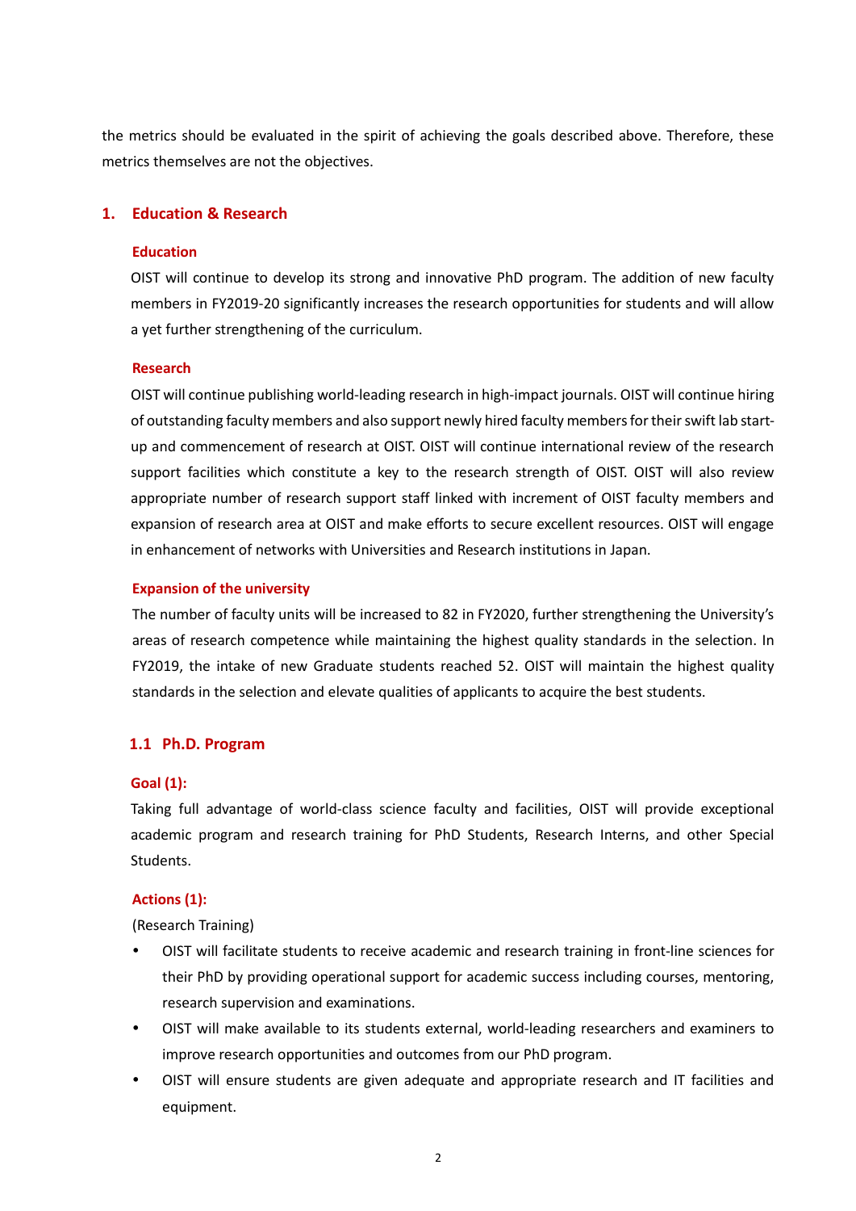the metrics should be evaluated in the spirit of achieving the goals described above. Therefore, these metrics themselves are not the objectives.

## 1. Education & Research

### Education

OIST will continue to develop its strong and innovative PhD program. The addition of new faculty members in FY2019-20 significantly increases the research opportunities for students and will allow a yet further strengthening of the curriculum.

### Research

OIST will continue publishing world-leading research in high-impact journals. OIST will continue hiring of outstanding faculty members and also support newly hired faculty members for their swift lab start-up and commencement of research at OIST. OIST will continue international review of the research support facilities which constitute a key to the research strength of OIST. OIST will also review appropriate number of research support staff linked with increment of OIST faculty members and expansion of research area at OIST and make efforts to secure excellent resources. OIST will engage in enhancement of networks with Universities and Research institutions in Japan.

### Expansion of the university

The number of faculty units will be increased to 82 in FY2020, further strengthening the University's areas of research competence while maintaining the highest quality standards in the selection. In FY2019, the intake of new Graduate students reached 52. OIST will maintain the highest quality standards in the selection and elevate qualities of applicants to acquire the best students.

## 1.1 Ph.D. Program

### Goal (1):

Taking full advantage of world-class science faculty and facilities, OIST will provide exceptional academic program and research training for PhD Students, Research Interns, and other Special Students.

### Actions (1):

(Research Training)

- OIST will facilitate students to receive academic and research training in front-line sciences for their PhD by providing operational support for academic success including courses, mentoring, research supervision and examinations.
- OIST will make available to its students external, world-leading researchers and examiners to improve research opportunities and outcomes from our PhD program.
- OIST will ensure students are given adequate and appropriate research and IT facilities and equipment.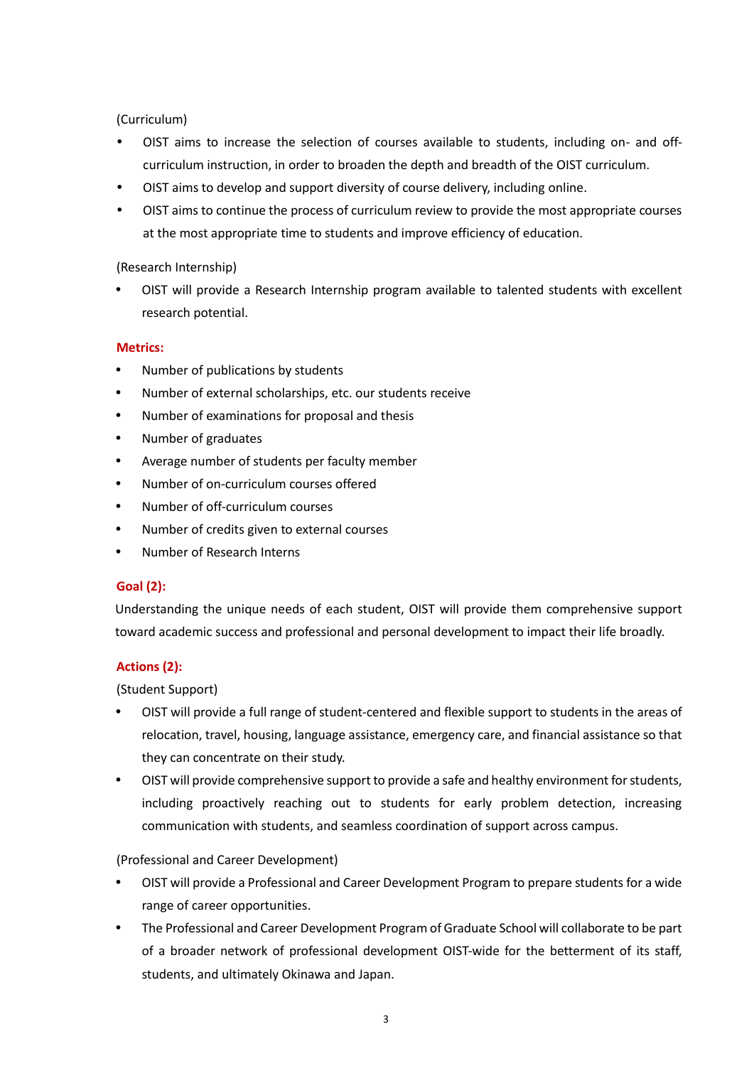(Curriculum)

- OIST aims to increase the selection of courses available to students, including on- and off-curriculum instruction, in order to broaden the depth and breadth of the OIST curriculum.
- OIST aims to develop and support diversity of course delivery, including online.
- OIST aims to continue the process of curriculum review to provide the most appropriate courses at the most appropriate time to students and improve efficiency of education.

(Research Internship)

- OIST will provide a Research Internship program available to talented students with excellent research potential.

**Metrics:**

- Number of publications by students
- Number of external scholarships, etc. our students receive
- Number of examinations for proposal and thesis
- Number of graduates
- Average number of students per faculty member
- Number of on-curriculum courses offered
- Number of off-curriculum courses
- Number of credits given to external courses
- Number of Research Interns

**Goal (2):**

Understanding the unique needs of each student, OIST will provide them comprehensive support toward academic success and professional and personal development to impact their life broadly.

**Actions (2):**

(Student Support)

- OIST will provide a full range of student-centered and flexible support to students in the areas of relocation, travel, housing, language assistance, emergency care, and financial assistance so that they can concentrate on their study.
- OIST will provide comprehensive support to provide a safe and healthy environment for students, including proactively reaching out to students for early problem detection, increasing communication with students, and seamless coordination of support across campus.

(Professional and Career Development)

- OIST will provide a Professional and Career Development Program to prepare students for a wide range of career opportunities.
- The Professional and Career Development Program of Graduate School will collaborate to be part of a broader network of professional development OIST-wide for the betterment of its staff, students, and ultimately Okinawa and Japan.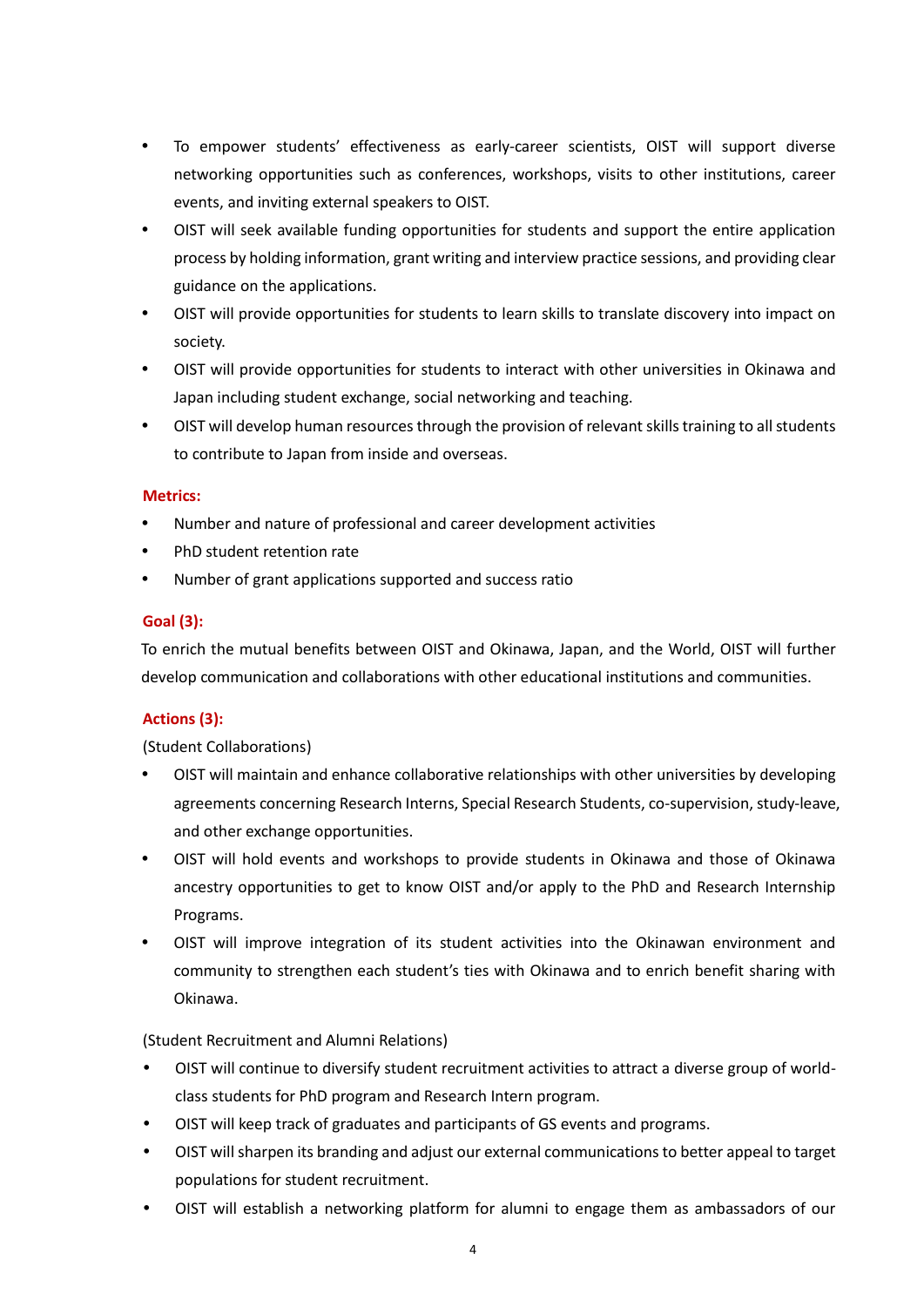- To empower students' effectiveness as early-career scientists, OIST will support diverse networking opportunities such as conferences, workshops, visits to other institutions, career events, and inviting external speakers to OIST.
- OIST will seek available funding opportunities for students and support the entire application process by holding information, grant writing and interview practice sessions, and providing clear guidance on the applications.
- OIST will provide opportunities for students to learn skills to translate discovery into impact on society.
- OIST will provide opportunities for students to interact with other universities in Okinawa and Japan including student exchange, social networking and teaching.
- OIST will develop human resources through the provision of relevant skills training to all students to contribute to Japan from inside and overseas.

**Metrics:**

- Number and nature of professional and career development activities
- PhD student retention rate
- Number of grant applications supported and success ratio

**Goal (3):**

To enrich the mutual benefits between OIST and Okinawa, Japan, and the World, OIST will further develop communication and collaborations with other educational institutions and communities.

**Actions (3):**

(Student Collaborations)

- OIST will maintain and enhance collaborative relationships with other universities by developing agreements concerning Research Interns, Special Research Students, co-supervision, study-leave, and other exchange opportunities.
- OIST will hold events and workshops to provide students in Okinawa and those of Okinawa ancestry opportunities to get to know OIST and/or apply to the PhD and Research Internship Programs.
- OIST will improve integration of its student activities into the Okinawan environment and community to strengthen each student's ties with Okinawa and to enrich benefit sharing with Okinawa.

(Student Recruitment and Alumni Relations)

- OIST will continue to diversify student recruitment activities to attract a diverse group of world-class students for PhD program and Research Intern program.
- OIST will keep track of graduates and participants of GS events and programs.
- OIST will sharpen its branding and adjust our external communications to better appeal to target populations for student recruitment.
- OIST will establish a networking platform for alumni to engage them as ambassadors of our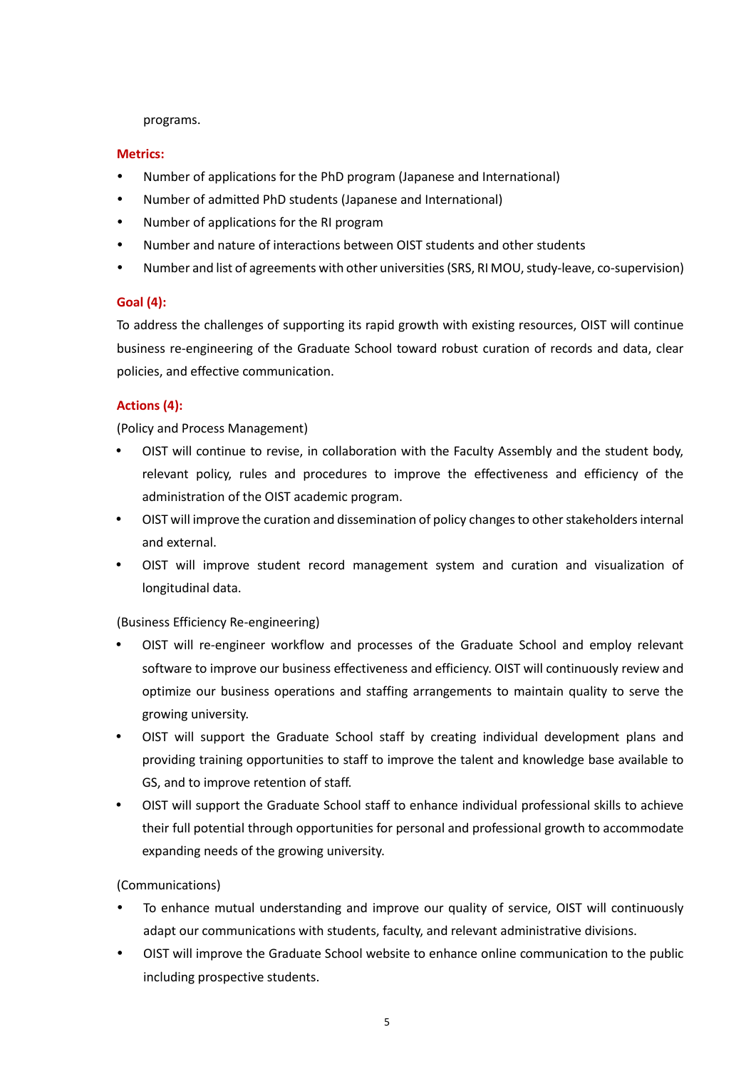programs.

**Metrics:**

- Number of applications for the PhD program (Japanese and International)
- Number of admitted PhD students (Japanese and International)
- Number of applications for the RI program
- Number and nature of interactions between OIST students and other students
- Number and list of agreements with other universities (SRS, RI MOU, study-leave, co-supervision)

**Goal (4):**

To address the challenges of supporting its rapid growth with existing resources, OIST will continue business re-engineering of the Graduate School toward robust curation of records and data, clear policies, and effective communication.

**Actions (4):**

(Policy and Process Management)

- OIST will continue to revise, in collaboration with the Faculty Assembly and the student body, relevant policy, rules and procedures to improve the effectiveness and efficiency of the administration of the OIST academic program.
- OIST will improve the curation and dissemination of policy changes to other stakeholders internal and external.
- OIST will improve student record management system and curation and visualization of longitudinal data.

(Business Efficiency Re-engineering)

- OIST will re-engineer workflow and processes of the Graduate School and employ relevant software to improve our business effectiveness and efficiency. OIST will continuously review and optimize our business operations and staffing arrangements to maintain quality to serve the growing university.
- OIST will support the Graduate School staff by creating individual development plans and providing training opportunities to staff to improve the talent and knowledge base available to GS, and to improve retention of staff.
- OIST will support the Graduate School staff to enhance individual professional skills to achieve their full potential through opportunities for personal and professional growth to accommodate expanding needs of the growing university.

(Communications)

- To enhance mutual understanding and improve our quality of service, OIST will continuously adapt our communications with students, faculty, and relevant administrative divisions.
- OIST will improve the Graduate School website to enhance online communication to the public including prospective students.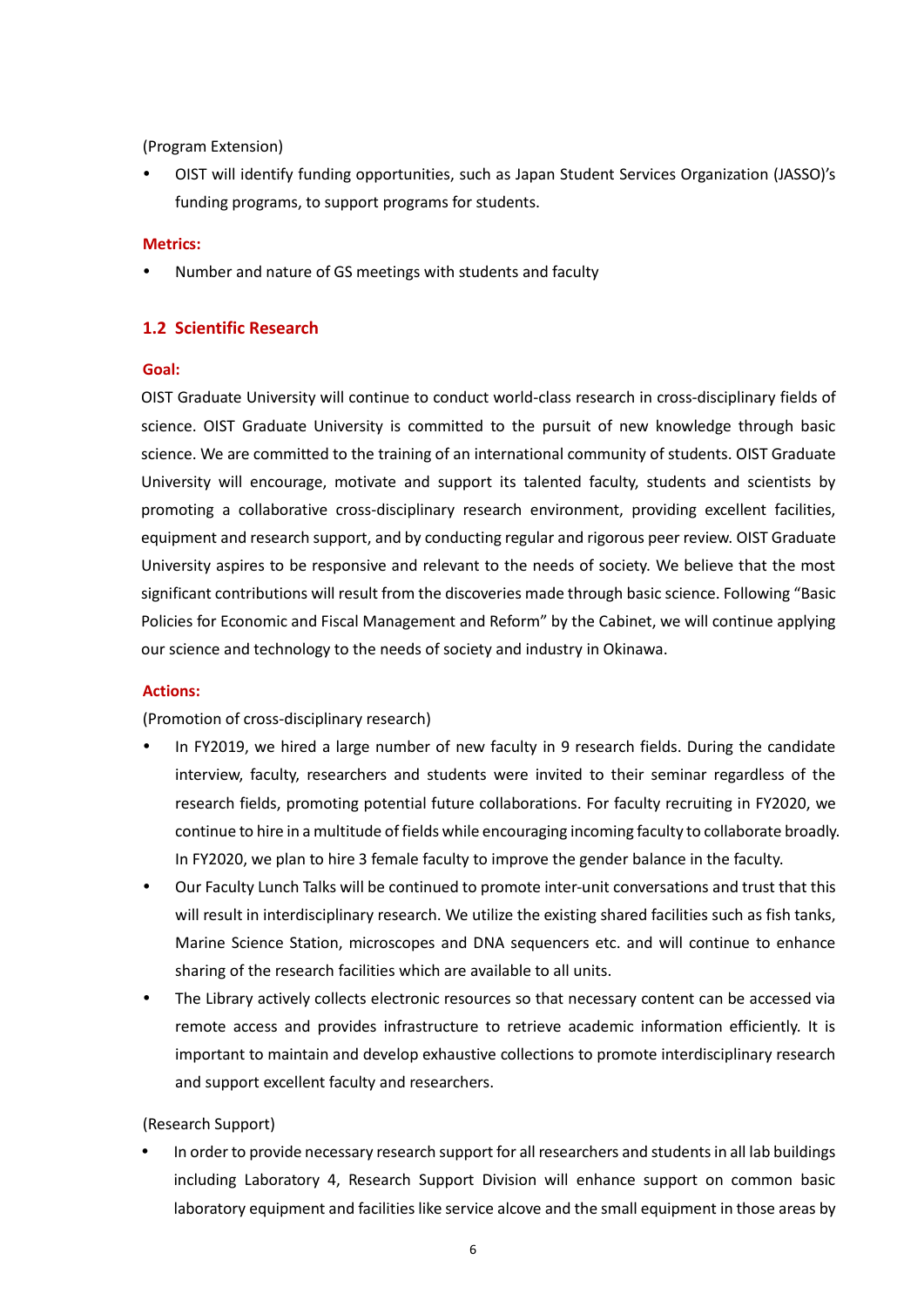(Program Extension)

- OIST will identify funding opportunities, such as Japan Student Services Organization (JASSO)'s funding programs, to support programs for students.

**Metrics:**

- Number and nature of GS meetings with students and faculty

### 1.2 Scientific Research

**Goal:**

OIST Graduate University will continue to conduct world-class research in cross-disciplinary fields of science. OIST Graduate University is committed to the pursuit of new knowledge through basic science. We are committed to the training of an international community of students. OIST Graduate University will encourage, motivate and support its talented faculty, students and scientists by promoting a collaborative cross-disciplinary research environment, providing excellent facilities, equipment and research support, and by conducting regular and rigorous peer review. OIST Graduate University aspires to be responsive and relevant to the needs of society. We believe that the most significant contributions will result from the discoveries made through basic science. Following "Basic Policies for Economic and Fiscal Management and Reform" by the Cabinet, we will continue applying our science and technology to the needs of society and industry in Okinawa.

**Actions:**

(Promotion of cross-disciplinary research)

- In FY2019, we hired a large number of new faculty in 9 research fields. During the candidate interview, faculty, researchers and students were invited to their seminar regardless of the research fields, promoting potential future collaborations. For faculty recruiting in FY2020, we continue to hire in a multitude of fields while encouraging incoming faculty to collaborate broadly. In FY2020, we plan to hire 3 female faculty to improve the gender balance in the faculty.
- Our Faculty Lunch Talks will be continued to promote inter-unit conversations and trust that this will result in interdisciplinary research. We utilize the existing shared facilities such as fish tanks, Marine Science Station, microscopes and DNA sequencers etc. and will continue to enhance sharing of the research facilities which are available to all units.
- The Library actively collects electronic resources so that necessary content can be accessed via remote access and provides infrastructure to retrieve academic information efficiently. It is important to maintain and develop exhaustive collections to promote interdisciplinary research and support excellent faculty and researchers.

(Research Support)

- In order to provide necessary research support for all researchers and students in all lab buildings including Laboratory 4, Research Support Division will enhance support on common basic laboratory equipment and facilities like service alcove and the small equipment in those areas by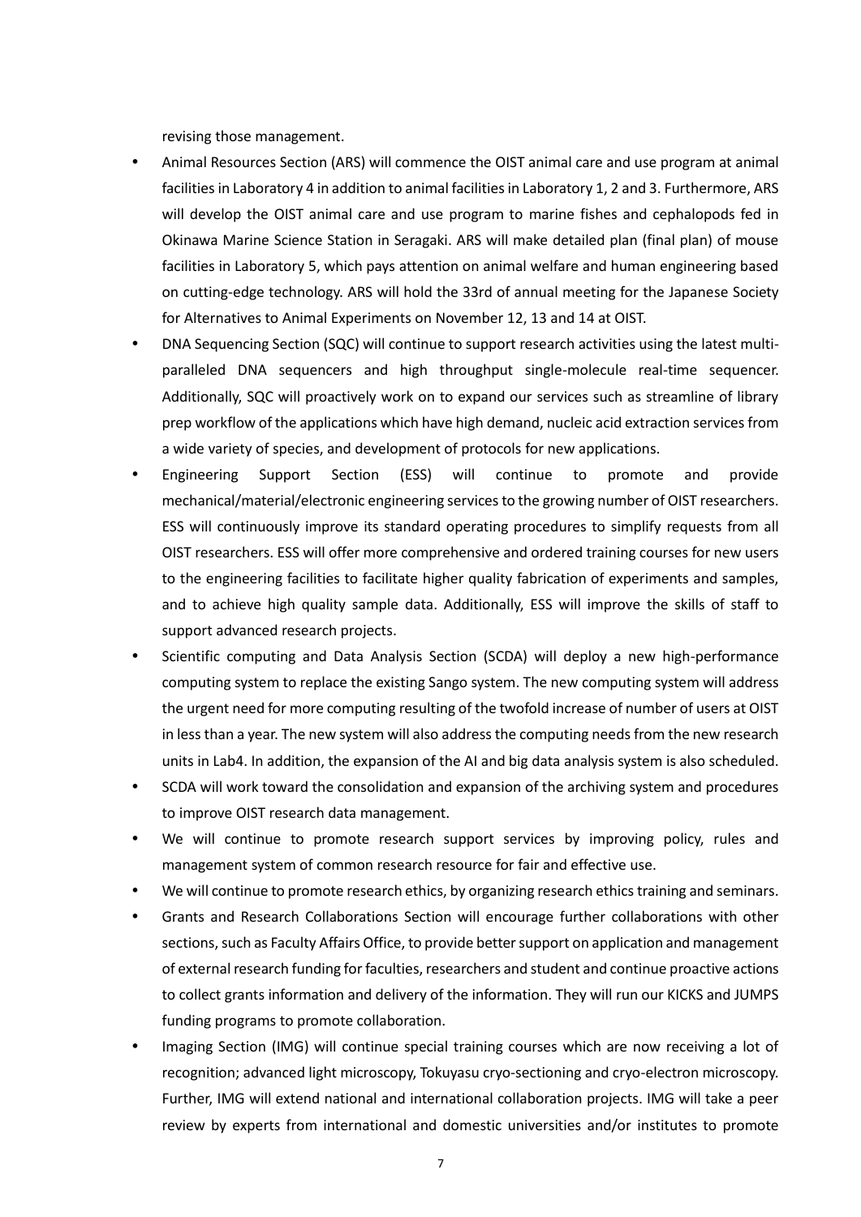revising those management.

- Animal Resources Section (ARS) will commence the OIST animal care and use program at animal facilities in Laboratory 4 in addition to animal facilities in Laboratory 1, 2 and 3. Furthermore, ARS will develop the OIST animal care and use program to marine fishes and cephalopods fed in Okinawa Marine Science Station in Seragaki. ARS will make detailed plan (final plan) of mouse facilities in Laboratory 5, which pays attention on animal welfare and human engineering based on cutting-edge technology. ARS will hold the 33rd of annual meeting for the Japanese Society for Alternatives to Animal Experiments on November 12, 13 and 14 at OIST.
- DNA Sequencing Section (SQC) will continue to support research activities using the latest multi-paralleled DNA sequencers and high throughput single-molecule real-time sequencer. Additionally, SQC will proactively work on to expand our services such as streamline of library prep workflow of the applications which have high demand, nucleic acid extraction services from a wide variety of species, and development of protocols for new applications.
- Engineering Support Section (ESS) will continue to promote and provide mechanical/material/electronic engineering services to the growing number of OIST researchers. ESS will continuously improve its standard operating procedures to simplify requests from all OIST researchers. ESS will offer more comprehensive and ordered training courses for new users to the engineering facilities to facilitate higher quality fabrication of experiments and samples, and to achieve high quality sample data. Additionally, ESS will improve the skills of staff to support advanced research projects.
- Scientific computing and Data Analysis Section (SCDA) will deploy a new high-performance computing system to replace the existing Sango system. The new computing system will address the urgent need for more computing resulting of the twofold increase of number of users at OIST in less than a year. The new system will also address the computing needs from the new research units in Lab4. In addition, the expansion of the AI and big data analysis system is also scheduled.
- SCDA will work toward the consolidation and expansion of the archiving system and procedures to improve OIST research data management.
- We will continue to promote research support services by improving policy, rules and management system of common research resource for fair and effective use.
- We will continue to promote research ethics, by organizing research ethics training and seminars.
- Grants and Research Collaborations Section will encourage further collaborations with other sections, such as Faculty Affairs Office, to provide better support on application and management of external research funding for faculties, researchers and student and continue proactive actions to collect grants information and delivery of the information. They will run our KICKS and JUMPS funding programs to promote collaboration.
- Imaging Section (IMG) will continue special training courses which are now receiving a lot of recognition; advanced light microscopy, Tokuyasu cryo-sectioning and cryo-electron microscopy. Further, IMG will extend national and international collaboration projects. IMG will take a peer review by experts from international and domestic universities and/or institutes to promote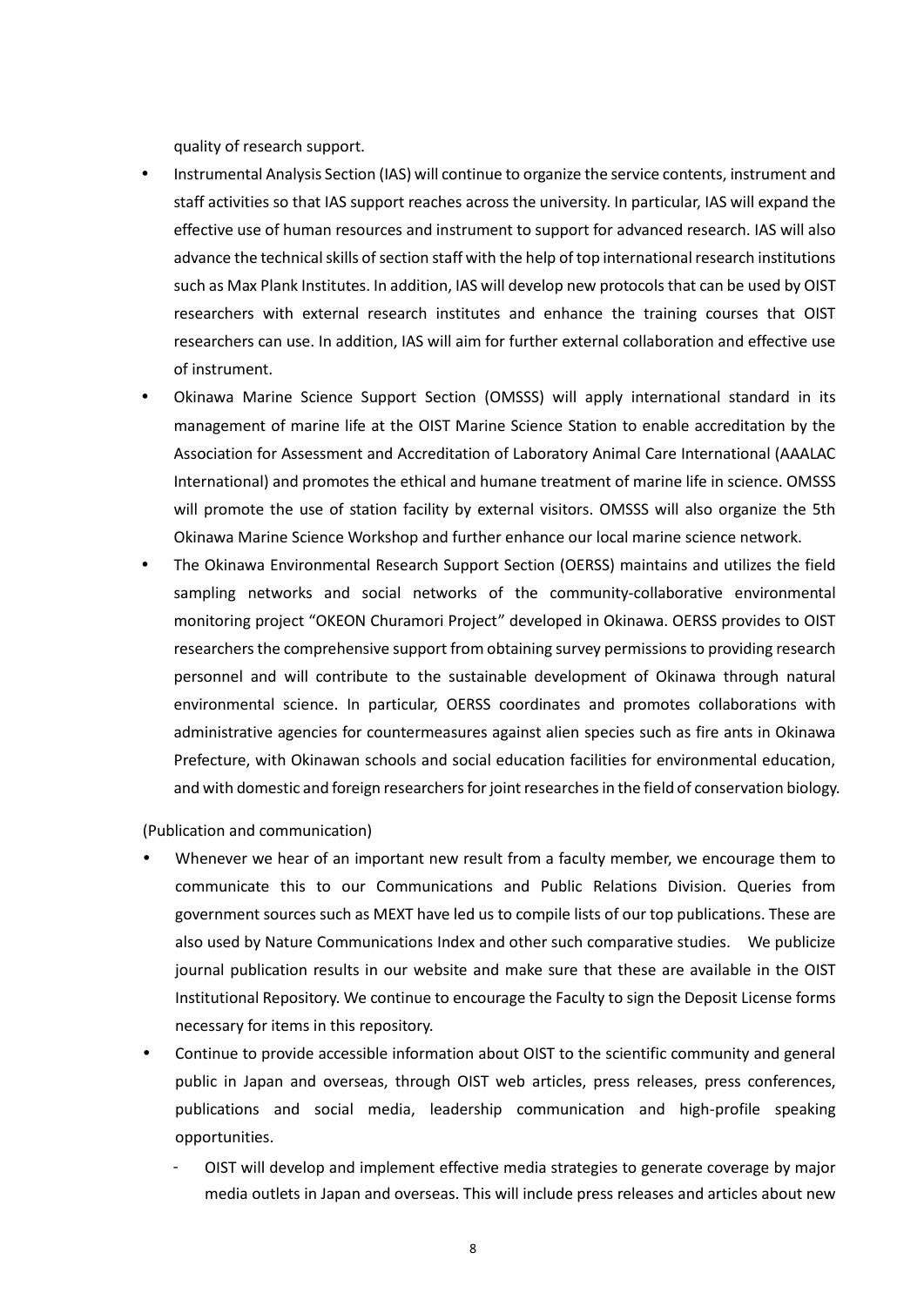quality of research support.

- Instrumental Analysis Section (IAS) will continue to organize the service contents, instrument and staff activities so that IAS support reaches across the university. In particular, IAS will expand the effective use of human resources and instrument to support for advanced research. IAS will also advance the technical skills of section staff with the help of top international research institutions such as Max Plank Institutes. In addition, IAS will develop new protocols that can be used by OIST researchers with external research institutes and enhance the training courses that OIST researchers can use. In addition, IAS will aim for further external collaboration and effective use of instrument.
- Okinawa Marine Science Support Section (OMSSS) will apply international standard in its management of marine life at the OIST Marine Science Station to enable accreditation by the Association for Assessment and Accreditation of Laboratory Animal Care International (AAALAC International) and promotes the ethical and humane treatment of marine life in science. OMSSS will promote the use of station facility by external visitors. OMSSS will also organize the 5th Okinawa Marine Science Workshop and further enhance our local marine science network.
- The Okinawa Environmental Research Support Section (OERSS) maintains and utilizes the field sampling networks and social networks of the community-collaborative environmental monitoring project "OKEON Churamori Project" developed in Okinawa. OERSS provides to OIST researchers the comprehensive support from obtaining survey permissions to providing research personnel and will contribute to the sustainable development of Okinawa through natural environmental science. In particular, OERSS coordinates and promotes collaborations with administrative agencies for countermeasures against alien species such as fire ants in Okinawa Prefecture, with Okinawan schools and social education facilities for environmental education, and with domestic and foreign researchers for joint researches in the field of conservation biology.

(Publication and communication)

- Whenever we hear of an important new result from a faculty member, we encourage them to communicate this to our Communications and Public Relations Division. Queries from government sources such as MEXT have led us to compile lists of our top publications. These are also used by Nature Communications Index and other such comparative studies. We publicize journal publication results in our website and make sure that these are available in the OIST Institutional Repository. We continue to encourage the Faculty to sign the Deposit License forms necessary for items in this repository.
- Continue to provide accessible information about OIST to the scientific community and general public in Japan and overseas, through OIST web articles, press releases, press conferences, publications and social media, leadership communication and high-profile speaking opportunities.
  - OIST will develop and implement effective media strategies to generate coverage by major media outlets in Japan and overseas. This will include press releases and articles about new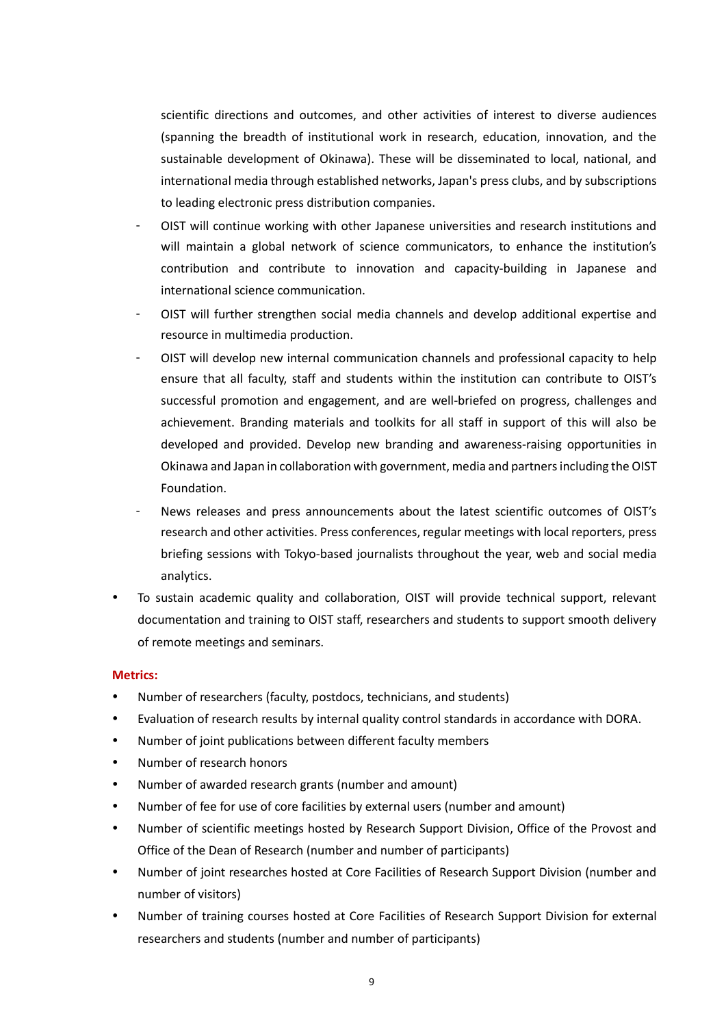scientific directions and outcomes, and other activities of interest to diverse audiences (spanning the breadth of institutional work in research, education, innovation, and the sustainable development of Okinawa). These will be disseminated to local, national, and international media through established networks, Japan's press clubs, and by subscriptions to leading electronic press distribution companies.

  - OIST will continue working with other Japanese universities and research institutions and will maintain a global network of science communicators, to enhance the institution's contribution and contribute to innovation and capacity-building in Japanese and international science communication.
  - OIST will further strengthen social media channels and develop additional expertise and resource in multimedia production.
  - OIST will develop new internal communication channels and professional capacity to help ensure that all faculty, staff and students within the institution can contribute to OIST's successful promotion and engagement, and are well-briefed on progress, challenges and achievement. Branding materials and toolkits for all staff in support of this will also be developed and provided. Develop new branding and awareness-raising opportunities in Okinawa and Japan in collaboration with government, media and partners including the OIST Foundation.
  - News releases and press announcements about the latest scientific outcomes of OIST's research and other activities. Press conferences, regular meetings with local reporters, press briefing sessions with Tokyo-based journalists throughout the year, web and social media analytics.

- To sustain academic quality and collaboration, OIST will provide technical support, relevant documentation and training to OIST staff, researchers and students to support smooth delivery of remote meetings and seminars.

**Metrics:**

- Number of researchers (faculty, postdocs, technicians, and students)
- Evaluation of research results by internal quality control standards in accordance with DORA.
- Number of joint publications between different faculty members
- Number of research honors
- Number of awarded research grants (number and amount)
- Number of fee for use of core facilities by external users (number and amount)
- Number of scientific meetings hosted by Research Support Division, Office of the Provost and Office of the Dean of Research (number and number of participants)
- Number of joint researches hosted at Core Facilities of Research Support Division (number and number of visitors)
- Number of training courses hosted at Core Facilities of Research Support Division for external researchers and students (number and number of participants)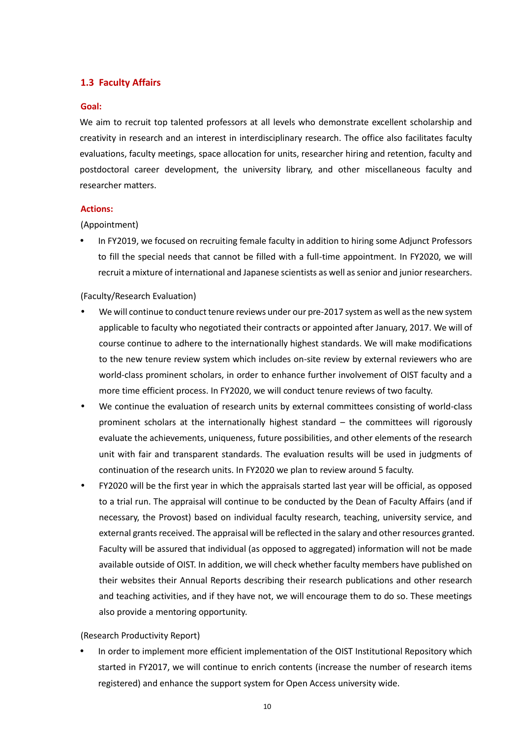## 1.3 Faculty Affairs

**Goal:**

We aim to recruit top talented professors at all levels who demonstrate excellent scholarship and creativity in research and an interest in interdisciplinary research. The office also facilitates faculty evaluations, faculty meetings, space allocation for units, researcher hiring and retention, faculty and postdoctoral career development, the university library, and other miscellaneous faculty and researcher matters.

**Actions:**

(Appointment)

- In FY2019, we focused on recruiting female faculty in addition to hiring some Adjunct Professors to fill the special needs that cannot be filled with a full-time appointment. In FY2020, we will recruit a mixture of international and Japanese scientists as well as senior and junior researchers.

(Faculty/Research Evaluation)

- We will continue to conduct tenure reviews under our pre-2017 system as well as the new system applicable to faculty who negotiated their contracts or appointed after January, 2017. We will of course continue to adhere to the internationally highest standards. We will make modifications to the new tenure review system which includes on-site review by external reviewers who are world-class prominent scholars, in order to enhance further involvement of OIST faculty and a more time efficient process. In FY2020, we will conduct tenure reviews of two faculty.
- We continue the evaluation of research units by external committees consisting of world-class prominent scholars at the internationally highest standard – the committees will rigorously evaluate the achievements, uniqueness, future possibilities, and other elements of the research unit with fair and transparent standards. The evaluation results will be used in judgments of continuation of the research units. In FY2020 we plan to review around 5 faculty.
- FY2020 will be the first year in which the appraisals started last year will be official, as opposed to a trial run. The appraisal will continue to be conducted by the Dean of Faculty Affairs (and if necessary, the Provost) based on individual faculty research, teaching, university service, and external grants received. The appraisal will be reflected in the salary and other resources granted. Faculty will be assured that individual (as opposed to aggregated) information will not be made available outside of OIST. In addition, we will check whether faculty members have published on their websites their Annual Reports describing their research publications and other research and teaching activities, and if they have not, we will encourage them to do so. These meetings also provide a mentoring opportunity.

(Research Productivity Report)

- In order to implement more efficient implementation of the OIST Institutional Repository which started in FY2017, we will continue to enrich contents (increase the number of research items registered) and enhance the support system for Open Access university wide.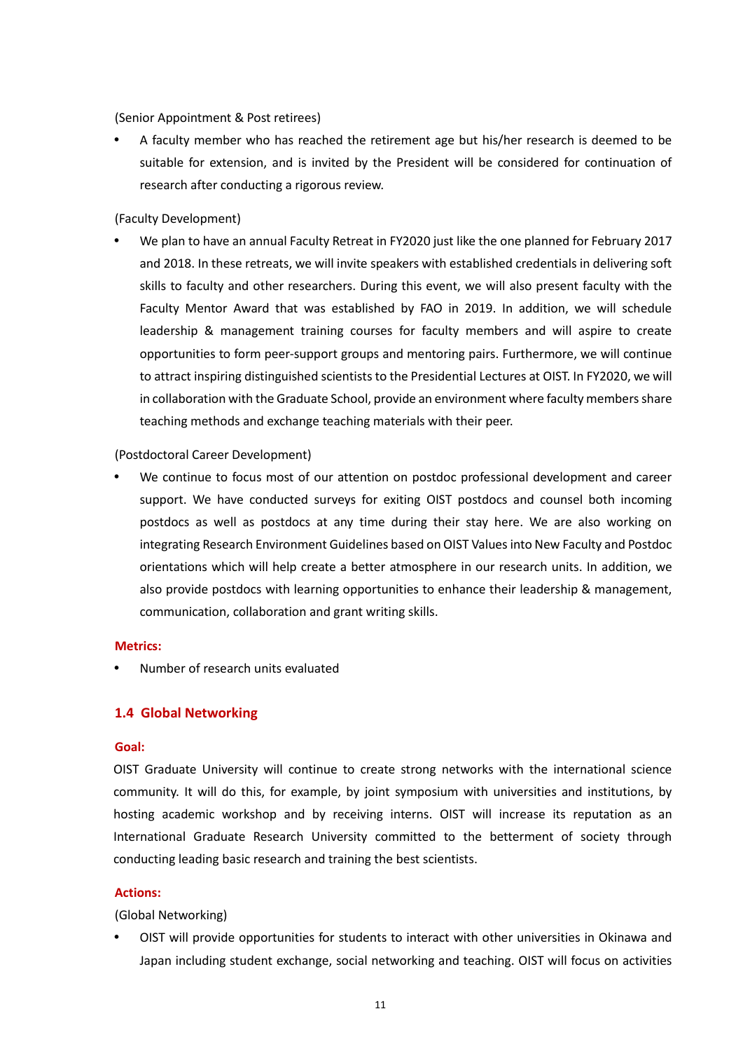(Senior Appointment & Post retirees)

- A faculty member who has reached the retirement age but his/her research is deemed to be suitable for extension, and is invited by the President will be considered for continuation of research after conducting a rigorous review.

(Faculty Development)

- We plan to have an annual Faculty Retreat in FY2020 just like the one planned for February 2017 and 2018. In these retreats, we will invite speakers with established credentials in delivering soft skills to faculty and other researchers. During this event, we will also present faculty with the Faculty Mentor Award that was established by FAO in 2019. In addition, we will schedule leadership & management training courses for faculty members and will aspire to create opportunities to form peer-support groups and mentoring pairs. Furthermore, we will continue to attract inspiring distinguished scientists to the Presidential Lectures at OIST. In FY2020, we will in collaboration with the Graduate School, provide an environment where faculty members share teaching methods and exchange teaching materials with their peer.

(Postdoctoral Career Development)

- We continue to focus most of our attention on postdoc professional development and career support. We have conducted surveys for exiting OIST postdocs and counsel both incoming postdocs as well as postdocs at any time during their stay here. We are also working on integrating Research Environment Guidelines based on OIST Values into New Faculty and Postdoc orientations which will help create a better atmosphere in our research units. In addition, we also provide postdocs with learning opportunities to enhance their leadership & management, communication, collaboration and grant writing skills.

**Metrics:**

- Number of research units evaluated

## 1.4 Global Networking

**Goal:**

OIST Graduate University will continue to create strong networks with the international science community. It will do this, for example, by joint symposium with universities and institutions, by hosting academic workshop and by receiving interns. OIST will increase its reputation as an International Graduate Research University committed to the betterment of society through conducting leading basic research and training the best scientists.

**Actions:**

(Global Networking)

- OIST will provide opportunities for students to interact with other universities in Okinawa and Japan including student exchange, social networking and teaching. OIST will focus on activities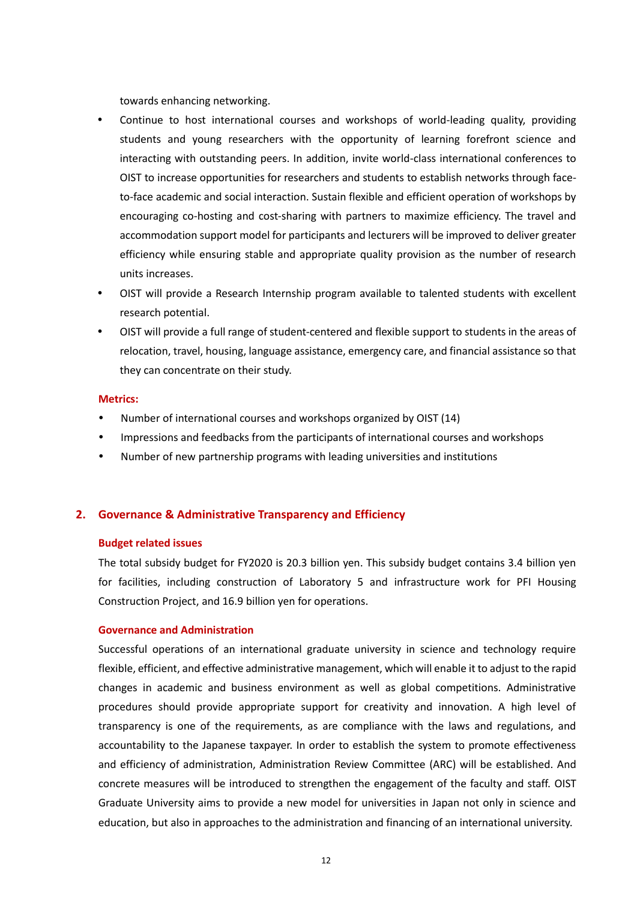towards enhancing networking.

- Continue to host international courses and workshops of world-leading quality, providing students and young researchers with the opportunity of learning forefront science and interacting with outstanding peers. In addition, invite world-class international conferences to OIST to increase opportunities for researchers and students to establish networks through face-to-face academic and social interaction. Sustain flexible and efficient operation of workshops by encouraging co-hosting and cost-sharing with partners to maximize efficiency. The travel and accommodation support model for participants and lecturers will be improved to deliver greater efficiency while ensuring stable and appropriate quality provision as the number of research units increases.
- OIST will provide a Research Internship program available to talented students with excellent research potential.
- OIST will provide a full range of student-centered and flexible support to students in the areas of relocation, travel, housing, language assistance, emergency care, and financial assistance so that they can concentrate on their study.

**Metrics:**

- Number of international courses and workshops organized by OIST (14)
- Impressions and feedbacks from the participants of international courses and workshops
- Number of new partnership programs with leading universities and institutions

## 2. Governance & Administrative Transparency and Efficiency

### Budget related issues

The total subsidy budget for FY2020 is 20.3 billion yen. This subsidy budget contains 3.4 billion yen for facilities, including construction of Laboratory 5 and infrastructure work for PFI Housing Construction Project, and 16.9 billion yen for operations.

### Governance and Administration

Successful operations of an international graduate university in science and technology require flexible, efficient, and effective administrative management, which will enable it to adjust to the rapid changes in academic and business environment as well as global competitions. Administrative procedures should provide appropriate support for creativity and innovation. A high level of transparency is one of the requirements, as are compliance with the laws and regulations, and accountability to the Japanese taxpayer. In order to establish the system to promote effectiveness and efficiency of administration, Administration Review Committee (ARC) will be established. And concrete measures will be introduced to strengthen the engagement of the faculty and staff. OIST Graduate University aims to provide a new model for universities in Japan not only in science and education, but also in approaches to the administration and financing of an international university.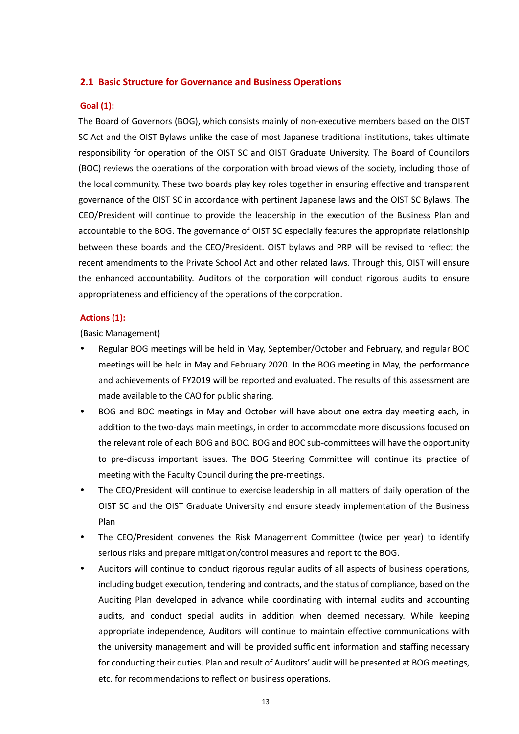## 2.1 Basic Structure for Governance and Business Operations

**Goal (1):**

The Board of Governors (BOG), which consists mainly of non-executive members based on the OIST SC Act and the OIST Bylaws unlike the case of most Japanese traditional institutions, takes ultimate responsibility for operation of the OIST SC and OIST Graduate University. The Board of Councilors (BOC) reviews the operations of the corporation with broad views of the society, including those of the local community. These two boards play key roles together in ensuring effective and transparent governance of the OIST SC in accordance with pertinent Japanese laws and the OIST SC Bylaws. The CEO/President will continue to provide the leadership in the execution of the Business Plan and accountable to the BOG. The governance of OIST SC especially features the appropriate relationship between these boards and the CEO/President. OIST bylaws and PRP will be revised to reflect the recent amendments to the Private School Act and other related laws. Through this, OIST will ensure the enhanced accountability. Auditors of the corporation will conduct rigorous audits to ensure appropriateness and efficiency of the operations of the corporation.

**Actions (1):**

(Basic Management)

- Regular BOG meetings will be held in May, September/October and February, and regular BOC meetings will be held in May and February 2020. In the BOG meeting in May, the performance and achievements of FY2019 will be reported and evaluated. The results of this assessment are made available to the CAO for public sharing.
- BOG and BOC meetings in May and October will have about one extra day meeting each, in addition to the two-days main meetings, in order to accommodate more discussions focused on the relevant role of each BOG and BOC. BOG and BOC sub-committees will have the opportunity to pre-discuss important issues. The BOG Steering Committee will continue its practice of meeting with the Faculty Council during the pre-meetings.
- The CEO/President will continue to exercise leadership in all matters of daily operation of the OIST SC and the OIST Graduate University and ensure steady implementation of the Business Plan
- The CEO/President convenes the Risk Management Committee (twice per year) to identify serious risks and prepare mitigation/control measures and report to the BOG.
- Auditors will continue to conduct rigorous regular audits of all aspects of business operations, including budget execution, tendering and contracts, and the status of compliance, based on the Auditing Plan developed in advance while coordinating with internal audits and accounting audits, and conduct special audits in addition when deemed necessary. While keeping appropriate independence, Auditors will continue to maintain effective communications with the university management and will be provided sufficient information and staffing necessary for conducting their duties. Plan and result of Auditors' audit will be presented at BOG meetings, etc. for recommendations to reflect on business operations.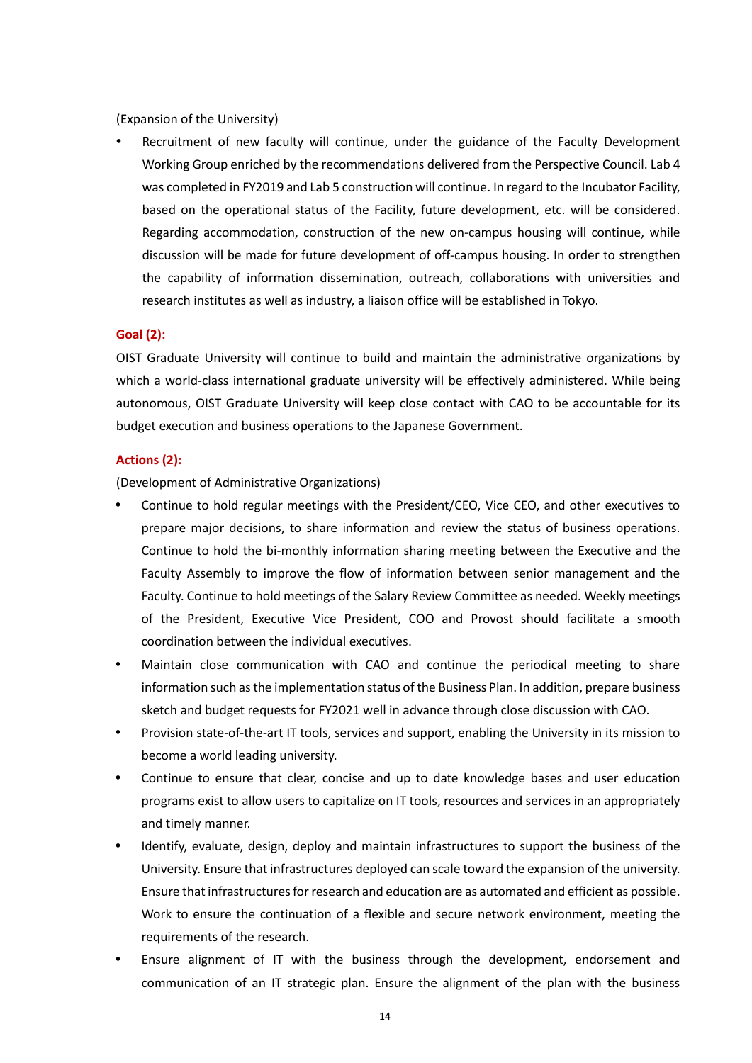(Expansion of the University)

- Recruitment of new faculty will continue, under the guidance of the Faculty Development Working Group enriched by the recommendations delivered from the Perspective Council. Lab 4 was completed in FY2019 and Lab 5 construction will continue. In regard to the Incubator Facility, based on the operational status of the Facility, future development, etc. will be considered. Regarding accommodation, construction of the new on-campus housing will continue, while discussion will be made for future development of off-campus housing. In order to strengthen the capability of information dissemination, outreach, collaborations with universities and research institutes as well as industry, a liaison office will be established in Tokyo.

**Goal (2):**

OIST Graduate University will continue to build and maintain the administrative organizations by which a world-class international graduate university will be effectively administered. While being autonomous, OIST Graduate University will keep close contact with CAO to be accountable for its budget execution and business operations to the Japanese Government.

**Actions (2):**

(Development of Administrative Organizations)

- Continue to hold regular meetings with the President/CEO, Vice CEO, and other executives to prepare major decisions, to share information and review the status of business operations. Continue to hold the bi-monthly information sharing meeting between the Executive and the Faculty Assembly to improve the flow of information between senior management and the Faculty. Continue to hold meetings of the Salary Review Committee as needed. Weekly meetings of the President, Executive Vice President, COO and Provost should facilitate a smooth coordination between the individual executives.
- Maintain close communication with CAO and continue the periodical meeting to share information such as the implementation status of the Business Plan. In addition, prepare business sketch and budget requests for FY2021 well in advance through close discussion with CAO.
- Provision state-of-the-art IT tools, services and support, enabling the University in its mission to become a world leading university.
- Continue to ensure that clear, concise and up to date knowledge bases and user education programs exist to allow users to capitalize on IT tools, resources and services in an appropriately and timely manner.
- Identify, evaluate, design, deploy and maintain infrastructures to support the business of the University. Ensure that infrastructures deployed can scale toward the expansion of the university. Ensure that infrastructures for research and education are as automated and efficient as possible. Work to ensure the continuation of a flexible and secure network environment, meeting the requirements of the research.
- Ensure alignment of IT with the business through the development, endorsement and communication of an IT strategic plan. Ensure the alignment of the plan with the business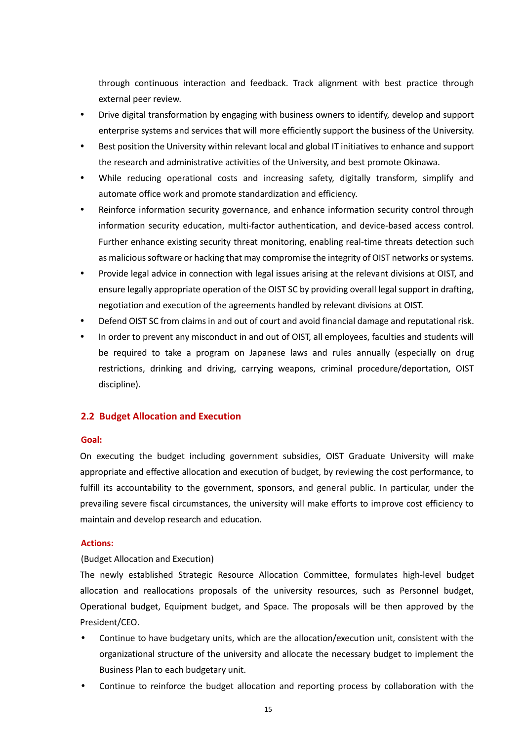through continuous interaction and feedback. Track alignment with best practice through external peer review.

- Drive digital transformation by engaging with business owners to identify, develop and support enterprise systems and services that will more efficiently support the business of the University.
- Best position the University within relevant local and global IT initiatives to enhance and support the research and administrative activities of the University, and best promote Okinawa.
- While reducing operational costs and increasing safety, digitally transform, simplify and automate office work and promote standardization and efficiency.
- Reinforce information security governance, and enhance information security control through information security education, multi-factor authentication, and device-based access control. Further enhance existing security threat monitoring, enabling real-time threats detection such as malicious software or hacking that may compromise the integrity of OIST networks or systems.
- Provide legal advice in connection with legal issues arising at the relevant divisions at OIST, and ensure legally appropriate operation of the OIST SC by providing overall legal support in drafting, negotiation and execution of the agreements handled by relevant divisions at OIST.
- Defend OIST SC from claims in and out of court and avoid financial damage and reputational risk.
- In order to prevent any misconduct in and out of OIST, all employees, faculties and students will be required to take a program on Japanese laws and rules annually (especially on drug restrictions, drinking and driving, carrying weapons, criminal procedure/deportation, OIST discipline).

## 2.2 Budget Allocation and Execution

**Goal:**

On executing the budget including government subsidies, OIST Graduate University will make appropriate and effective allocation and execution of budget, by reviewing the cost performance, to fulfill its accountability to the government, sponsors, and general public. In particular, under the prevailing severe fiscal circumstances, the university will make efforts to improve cost efficiency to maintain and develop research and education.

**Actions:**

(Budget Allocation and Execution)

The newly established Strategic Resource Allocation Committee, formulates high-level budget allocation and reallocations proposals of the university resources, such as Personnel budget, Operational budget, Equipment budget, and Space. The proposals will be then approved by the President/CEO.

- Continue to have budgetary units, which are the allocation/execution unit, consistent with the organizational structure of the university and allocate the necessary budget to implement the Business Plan to each budgetary unit.
- Continue to reinforce the budget allocation and reporting process by collaboration with the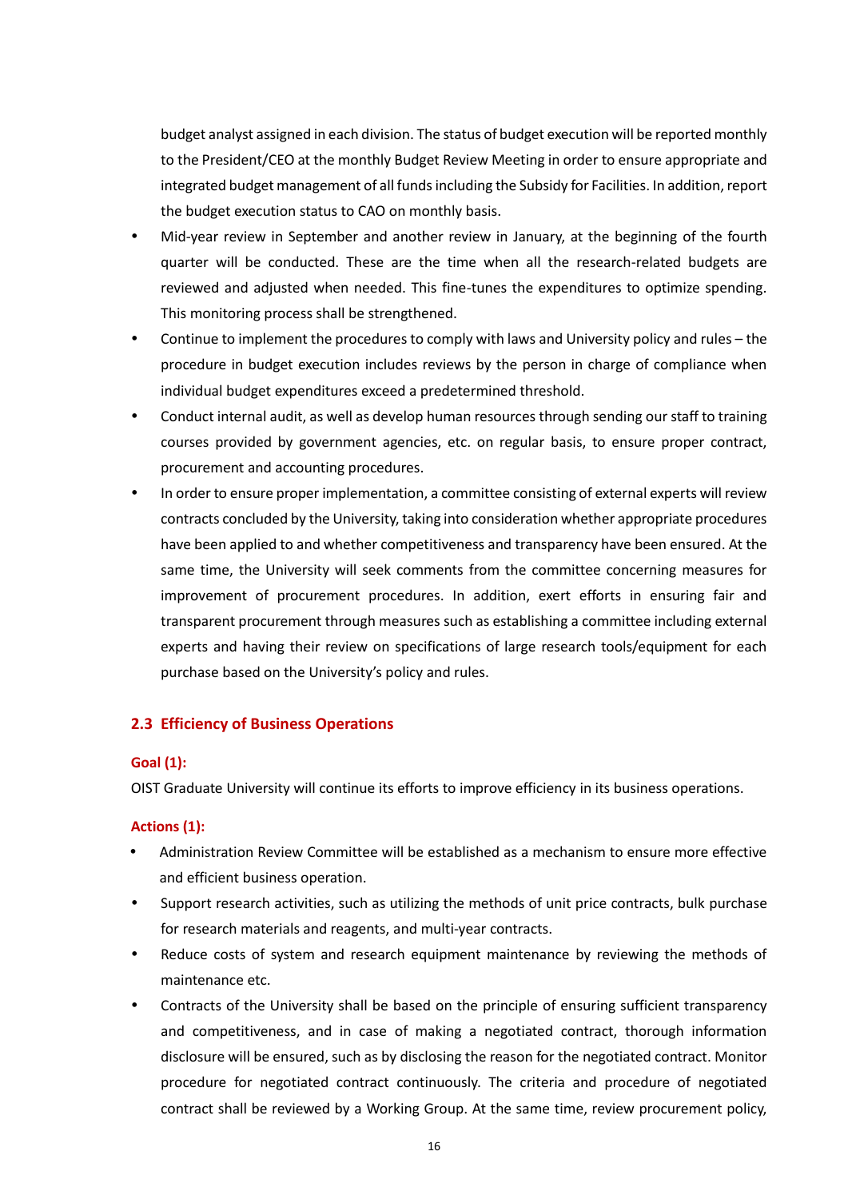budget analyst assigned in each division. The status of budget execution will be reported monthly to the President/CEO at the monthly Budget Review Meeting in order to ensure appropriate and integrated budget management of all funds including the Subsidy for Facilities. In addition, report the budget execution status to CAO on monthly basis.

- Mid-year review in September and another review in January, at the beginning of the fourth quarter will be conducted. These are the time when all the research-related budgets are reviewed and adjusted when needed. This fine-tunes the expenditures to optimize spending. This monitoring process shall be strengthened.
- Continue to implement the procedures to comply with laws and University policy and rules – the procedure in budget execution includes reviews by the person in charge of compliance when individual budget expenditures exceed a predetermined threshold.
- Conduct internal audit, as well as develop human resources through sending our staff to training courses provided by government agencies, etc. on regular basis, to ensure proper contract, procurement and accounting procedures.
- In order to ensure proper implementation, a committee consisting of external experts will review contracts concluded by the University, taking into consideration whether appropriate procedures have been applied to and whether competitiveness and transparency have been ensured. At the same time, the University will seek comments from the committee concerning measures for improvement of procurement procedures. In addition, exert efforts in ensuring fair and transparent procurement through measures such as establishing a committee including external experts and having their review on specifications of large research tools/equipment for each purchase based on the University's policy and rules.

### 2.3 Efficiency of Business Operations

**Goal (1):**

OIST Graduate University will continue its efforts to improve efficiency in its business operations.

**Actions (1):**

- Administration Review Committee will be established as a mechanism to ensure more effective and efficient business operation.
- Support research activities, such as utilizing the methods of unit price contracts, bulk purchase for research materials and reagents, and multi-year contracts.
- Reduce costs of system and research equipment maintenance by reviewing the methods of maintenance etc.
- Contracts of the University shall be based on the principle of ensuring sufficient transparency and competitiveness, and in case of making a negotiated contract, thorough information disclosure will be ensured, such as by disclosing the reason for the negotiated contract. Monitor procedure for negotiated contract continuously. The criteria and procedure of negotiated contract shall be reviewed by a Working Group. At the same time, review procurement policy,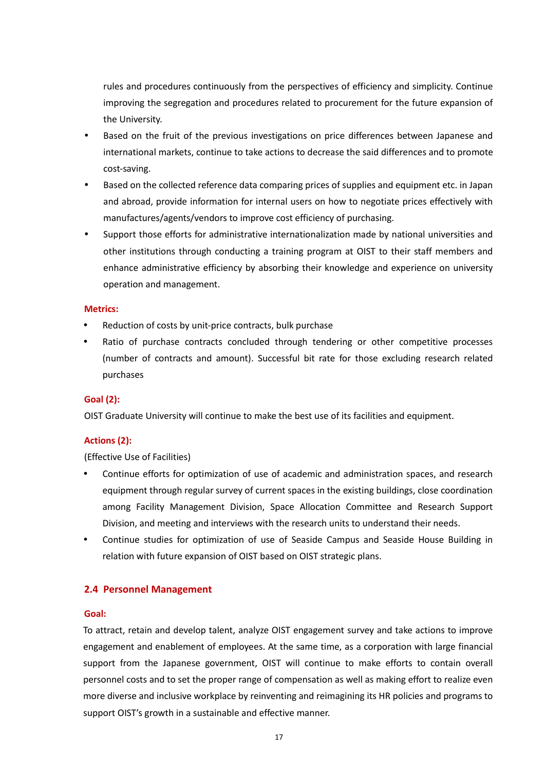rules and procedures continuously from the perspectives of efficiency and simplicity. Continue improving the segregation and procedures related to procurement for the future expansion of the University.

- Based on the fruit of the previous investigations on price differences between Japanese and international markets, continue to take actions to decrease the said differences and to promote cost-saving.
- Based on the collected reference data comparing prices of supplies and equipment etc. in Japan and abroad, provide information for internal users on how to negotiate prices effectively with manufactures/agents/vendors to improve cost efficiency of purchasing.
- Support those efforts for administrative internationalization made by national universities and other institutions through conducting a training program at OIST to their staff members and enhance administrative efficiency by absorbing their knowledge and experience on university operation and management.

**Metrics:**

- Reduction of costs by unit-price contracts, bulk purchase
- Ratio of purchase contracts concluded through tendering or other competitive processes (number of contracts and amount). Successful bit rate for those excluding research related purchases

**Goal (2):**

OIST Graduate University will continue to make the best use of its facilities and equipment.

**Actions (2):**

(Effective Use of Facilities)

- Continue efforts for optimization of use of academic and administration spaces, and research equipment through regular survey of current spaces in the existing buildings, close coordination among Facility Management Division, Space Allocation Committee and Research Support Division, and meeting and interviews with the research units to understand their needs.
- Continue studies for optimization of use of Seaside Campus and Seaside House Building in relation with future expansion of OIST based on OIST strategic plans.

## 2.4 Personnel Management

**Goal:**

To attract, retain and develop talent, analyze OIST engagement survey and take actions to improve engagement and enablement of employees. At the same time, as a corporation with large financial support from the Japanese government, OIST will continue to make efforts to contain overall personnel costs and to set the proper range of compensation as well as making effort to realize even more diverse and inclusive workplace by reinventing and reimagining its HR policies and programs to support OIST's growth in a sustainable and effective manner.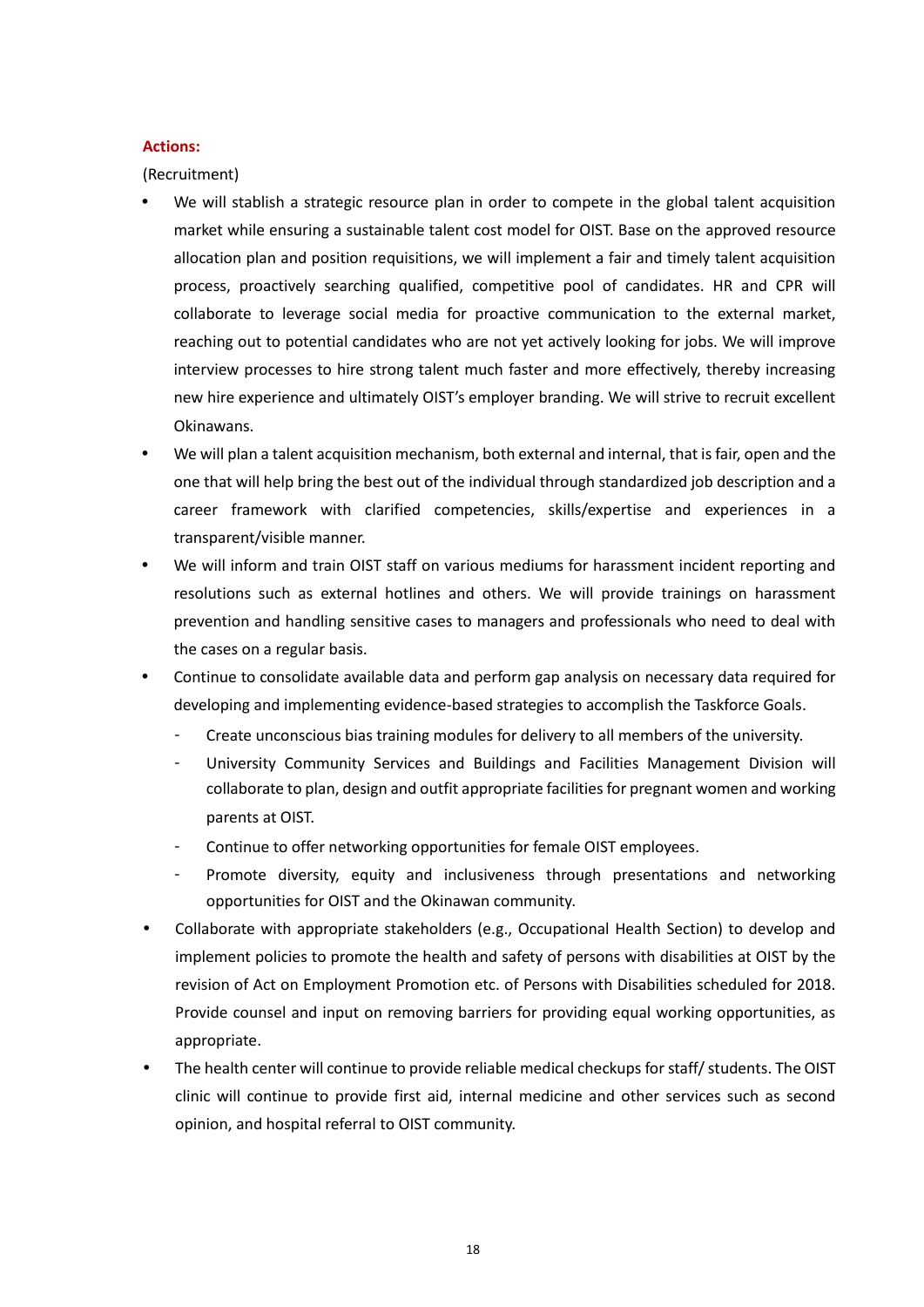**Actions:**

(Recruitment)

- We will stablish a strategic resource plan in order to compete in the global talent acquisition market while ensuring a sustainable talent cost model for OIST. Base on the approved resource allocation plan and position requisitions, we will implement a fair and timely talent acquisition process, proactively searching qualified, competitive pool of candidates. HR and CPR will collaborate to leverage social media for proactive communication to the external market, reaching out to potential candidates who are not yet actively looking for jobs. We will improve interview processes to hire strong talent much faster and more effectively, thereby increasing new hire experience and ultimately OIST's employer branding. We will strive to recruit excellent Okinawans.
- We will plan a talent acquisition mechanism, both external and internal, that is fair, open and the one that will help bring the best out of the individual through standardized job description and a career framework with clarified competencies, skills/expertise and experiences in a transparent/visible manner.
- We will inform and train OIST staff on various mediums for harassment incident reporting and resolutions such as external hotlines and others. We will provide trainings on harassment prevention and handling sensitive cases to managers and professionals who need to deal with the cases on a regular basis.
- Continue to consolidate available data and perform gap analysis on necessary data required for developing and implementing evidence-based strategies to accomplish the Taskforce Goals.
  - Create unconscious bias training modules for delivery to all members of the university.
  - University Community Services and Buildings and Facilities Management Division will collaborate to plan, design and outfit appropriate facilities for pregnant women and working parents at OIST.
  - Continue to offer networking opportunities for female OIST employees.
  - Promote diversity, equity and inclusiveness through presentations and networking opportunities for OIST and the Okinawan community.
- Collaborate with appropriate stakeholders (e.g., Occupational Health Section) to develop and implement policies to promote the health and safety of persons with disabilities at OIST by the revision of Act on Employment Promotion etc. of Persons with Disabilities scheduled for 2018. Provide counsel and input on removing barriers for providing equal working opportunities, as appropriate.
- The health center will continue to provide reliable medical checkups for staff/ students. The OIST clinic will continue to provide first aid, internal medicine and other services such as second opinion, and hospital referral to OIST community.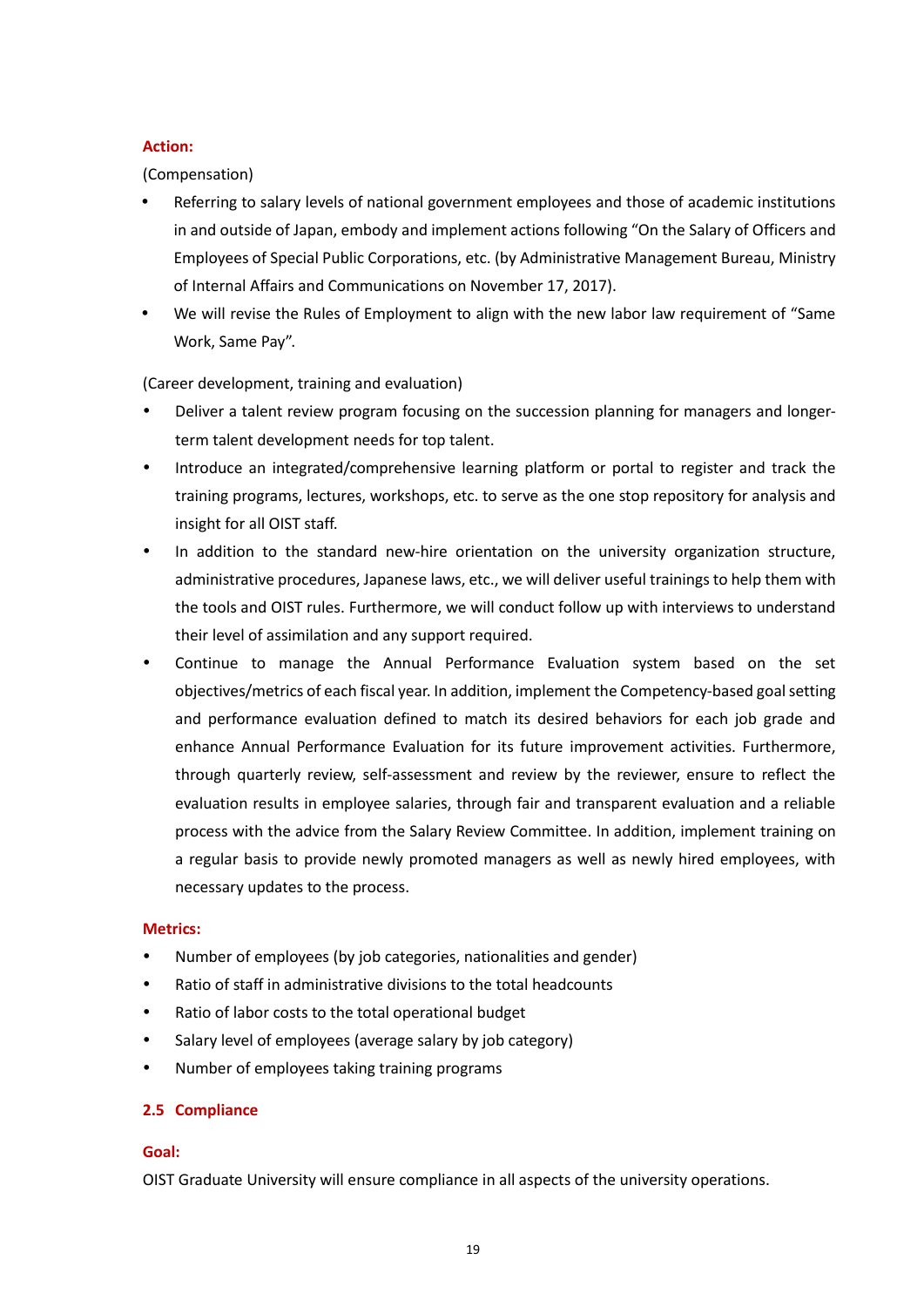**Action:**

(Compensation)

- Referring to salary levels of national government employees and those of academic institutions in and outside of Japan, embody and implement actions following "On the Salary of Officers and Employees of Special Public Corporations, etc. (by Administrative Management Bureau, Ministry of Internal Affairs and Communications on November 17, 2017).
- We will revise the Rules of Employment to align with the new labor law requirement of "Same Work, Same Pay".

(Career development, training and evaluation)

- Deliver a talent review program focusing on the succession planning for managers and longer-term talent development needs for top talent.
- Introduce an integrated/comprehensive learning platform or portal to register and track the training programs, lectures, workshops, etc. to serve as the one stop repository for analysis and insight for all OIST staff.
- In addition to the standard new-hire orientation on the university organization structure, administrative procedures, Japanese laws, etc., we will deliver useful trainings to help them with the tools and OIST rules. Furthermore, we will conduct follow up with interviews to understand their level of assimilation and any support required.
- Continue to manage the Annual Performance Evaluation system based on the set objectives/metrics of each fiscal year. In addition, implement the Competency-based goal setting and performance evaluation defined to match its desired behaviors for each job grade and enhance Annual Performance Evaluation for its future improvement activities. Furthermore, through quarterly review, self-assessment and review by the reviewer, ensure to reflect the evaluation results in employee salaries, through fair and transparent evaluation and a reliable process with the advice from the Salary Review Committee. In addition, implement training on a regular basis to provide newly promoted managers as well as newly hired employees, with necessary updates to the process.

**Metrics:**

- Number of employees (by job categories, nationalities and gender)
- Ratio of staff in administrative divisions to the total headcounts
- Ratio of labor costs to the total operational budget
- Salary level of employees (average salary by job category)
- Number of employees taking training programs

### 2.5 Compliance

**Goal:**

OIST Graduate University will ensure compliance in all aspects of the university operations.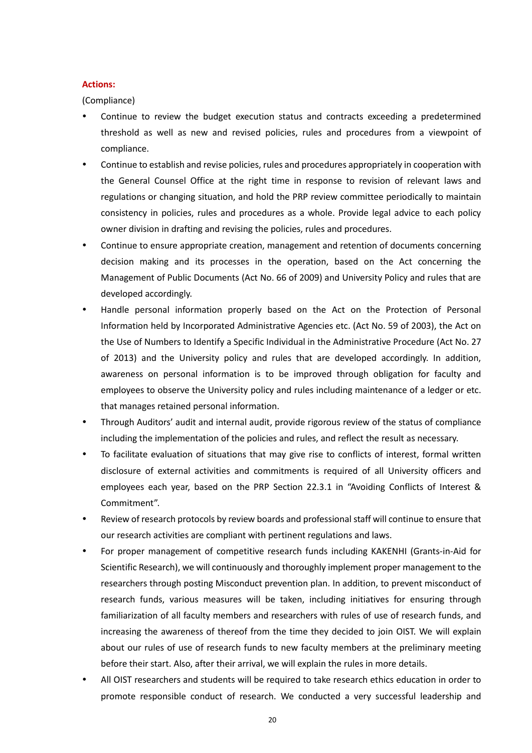**Actions:**

(Compliance)

- Continue to review the budget execution status and contracts exceeding a predetermined threshold as well as new and revised policies, rules and procedures from a viewpoint of compliance.
- Continue to establish and revise policies, rules and procedures appropriately in cooperation with the General Counsel Office at the right time in response to revision of relevant laws and regulations or changing situation, and hold the PRP review committee periodically to maintain consistency in policies, rules and procedures as a whole. Provide legal advice to each policy owner division in drafting and revising the policies, rules and procedures.
- Continue to ensure appropriate creation, management and retention of documents concerning decision making and its processes in the operation, based on the Act concerning the Management of Public Documents (Act No. 66 of 2009) and University Policy and rules that are developed accordingly.
- Handle personal information properly based on the Act on the Protection of Personal Information held by Incorporated Administrative Agencies etc. (Act No. 59 of 2003), the Act on the Use of Numbers to Identify a Specific Individual in the Administrative Procedure (Act No. 27 of 2013) and the University policy and rules that are developed accordingly. In addition, awareness on personal information is to be improved through obligation for faculty and employees to observe the University policy and rules including maintenance of a ledger or etc. that manages retained personal information.
- Through Auditors' audit and internal audit, provide rigorous review of the status of compliance including the implementation of the policies and rules, and reflect the result as necessary.
- To facilitate evaluation of situations that may give rise to conflicts of interest, formal written disclosure of external activities and commitments is required of all University officers and employees each year, based on the PRP Section 22.3.1 in "Avoiding Conflicts of Interest & Commitment".
- Review of research protocols by review boards and professional staff will continue to ensure that our research activities are compliant with pertinent regulations and laws.
- For proper management of competitive research funds including KAKENHI (Grants-in-Aid for Scientific Research), we will continuously and thoroughly implement proper management to the researchers through posting Misconduct prevention plan. In addition, to prevent misconduct of research funds, various measures will be taken, including initiatives for ensuring through familiarization of all faculty members and researchers with rules of use of research funds, and increasing the awareness of thereof from the time they decided to join OIST. We will explain about our rules of use of research funds to new faculty members at the preliminary meeting before their start. Also, after their arrival, we will explain the rules in more details.
- All OIST researchers and students will be required to take research ethics education in order to promote responsible conduct of research. We conducted a very successful leadership and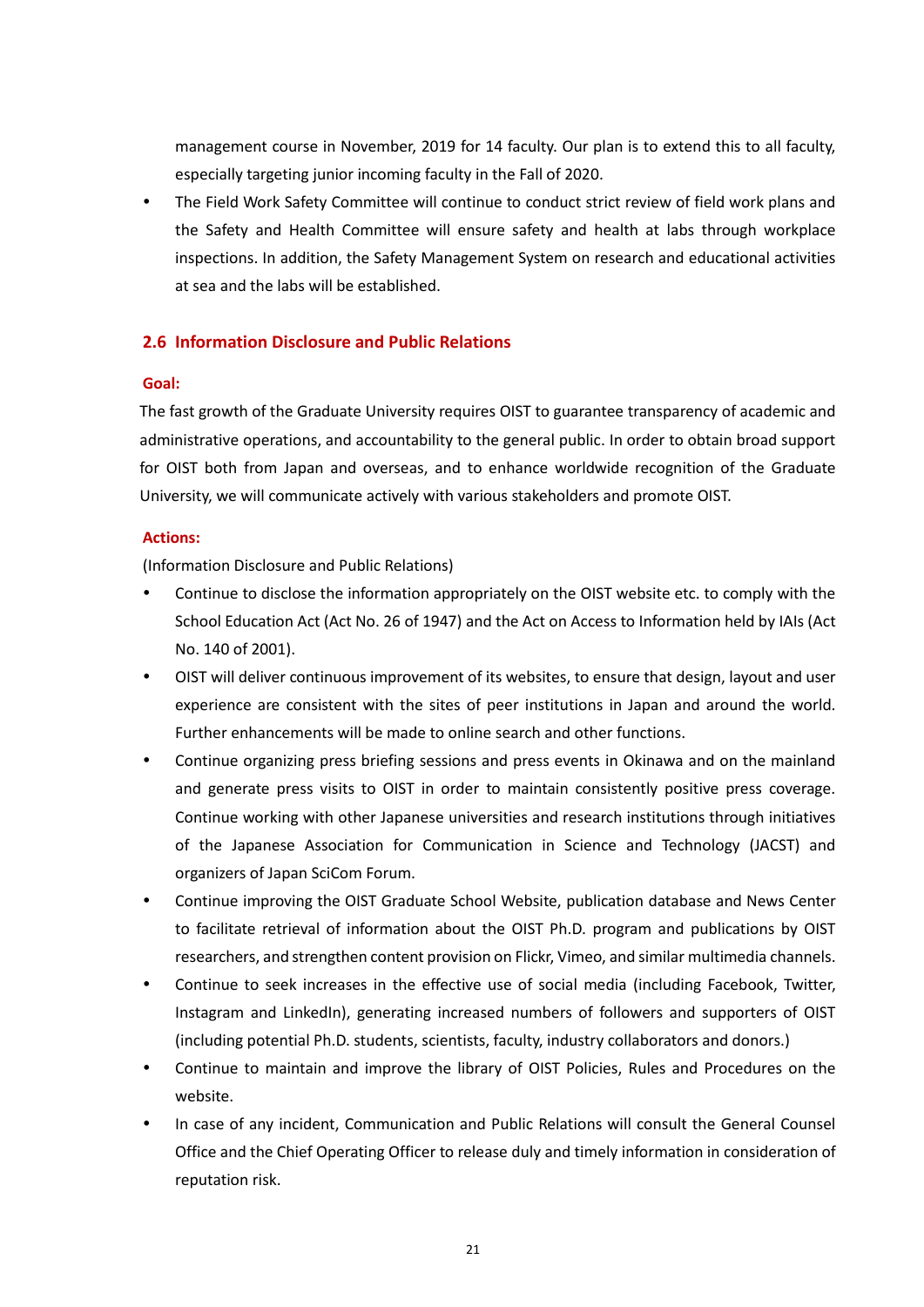management course in November, 2019 for 14 faculty. Our plan is to extend this to all faculty, especially targeting junior incoming faculty in the Fall of 2020.

- The Field Work Safety Committee will continue to conduct strict review of field work plans and the Safety and Health Committee will ensure safety and health at labs through workplace inspections. In addition, the Safety Management System on research and educational activities at sea and the labs will be established.

## 2.6 Information Disclosure and Public Relations

**Goal:**

The fast growth of the Graduate University requires OIST to guarantee transparency of academic and administrative operations, and accountability to the general public. In order to obtain broad support for OIST both from Japan and overseas, and to enhance worldwide recognition of the Graduate University, we will communicate actively with various stakeholders and promote OIST.

**Actions:**

(Information Disclosure and Public Relations)

- Continue to disclose the information appropriately on the OIST website etc. to comply with the School Education Act (Act No. 26 of 1947) and the Act on Access to Information held by IAIs (Act No. 140 of 2001).
- OIST will deliver continuous improvement of its websites, to ensure that design, layout and user experience are consistent with the sites of peer institutions in Japan and around the world. Further enhancements will be made to online search and other functions.
- Continue organizing press briefing sessions and press events in Okinawa and on the mainland and generate press visits to OIST in order to maintain consistently positive press coverage. Continue working with other Japanese universities and research institutions through initiatives of the Japanese Association for Communication in Science and Technology (JACST) and organizers of Japan SciCom Forum.
- Continue improving the OIST Graduate School Website, publication database and News Center to facilitate retrieval of information about the OIST Ph.D. program and publications by OIST researchers, and strengthen content provision on Flickr, Vimeo, and similar multimedia channels.
- Continue to seek increases in the effective use of social media (including Facebook, Twitter, Instagram and LinkedIn), generating increased numbers of followers and supporters of OIST (including potential Ph.D. students, scientists, faculty, industry collaborators and donors.)
- Continue to maintain and improve the library of OIST Policies, Rules and Procedures on the website.
- In case of any incident, Communication and Public Relations will consult the General Counsel Office and the Chief Operating Officer to release duly and timely information in consideration of reputation risk.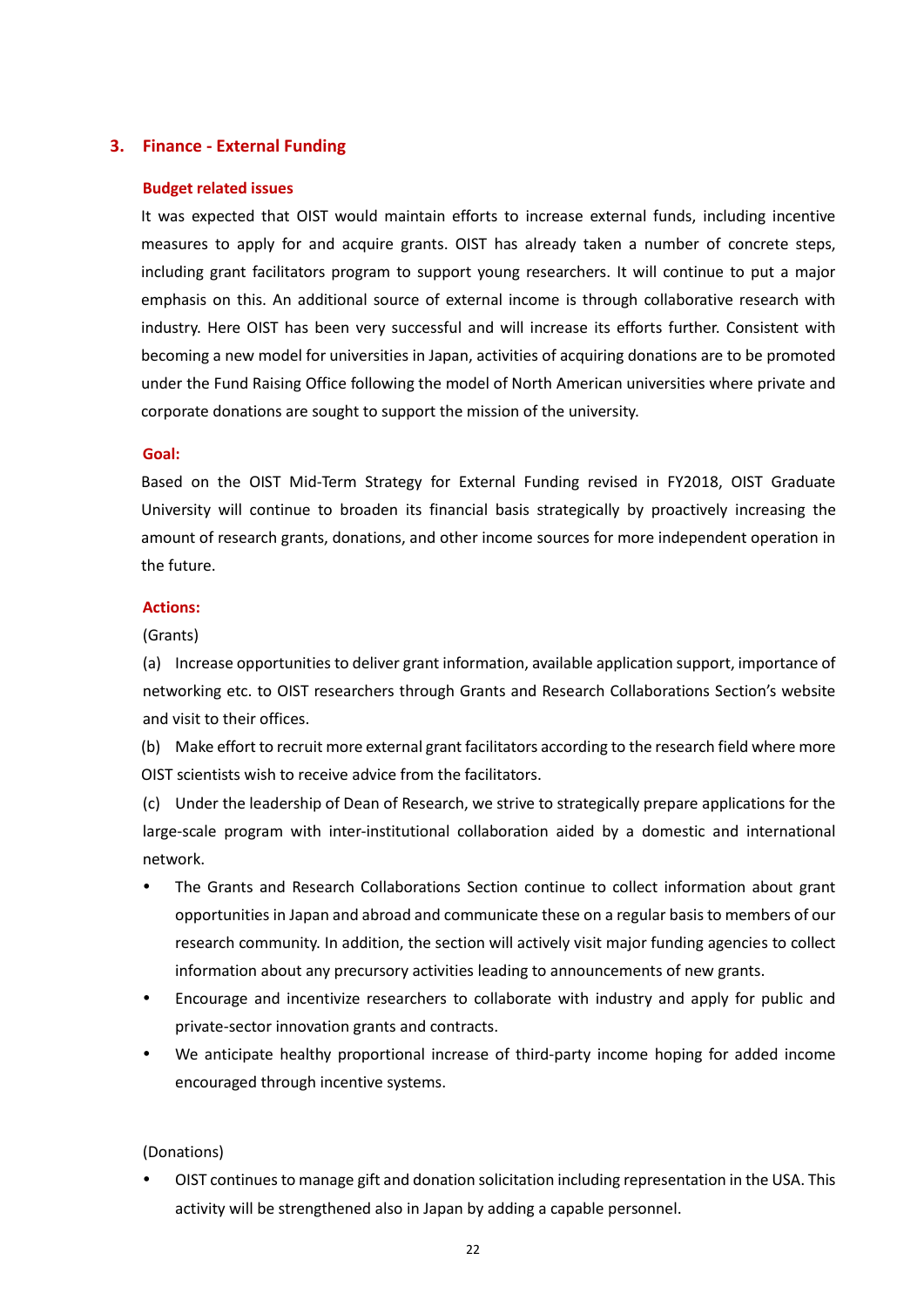## 3. Finance - External Funding

### Budget related issues

It was expected that OIST would maintain efforts to increase external funds, including incentive measures to apply for and acquire grants. OIST has already taken a number of concrete steps, including grant facilitators program to support young researchers. It will continue to put a major emphasis on this. An additional source of external income is through collaborative research with industry. Here OIST has been very successful and will increase its efforts further. Consistent with becoming a new model for universities in Japan, activities of acquiring donations are to be promoted under the Fund Raising Office following the model of North American universities where private and corporate donations are sought to support the mission of the university.

### Goal:

Based on the OIST Mid-Term Strategy for External Funding revised in FY2018, OIST Graduate University will continue to broaden its financial basis strategically by proactively increasing the amount of research grants, donations, and other income sources for more independent operation in the future.

### Actions:

(Grants)

(a) Increase opportunities to deliver grant information, available application support, importance of networking etc. to OIST researchers through Grants and Research Collaborations Section's website and visit to their offices.

(b) Make effort to recruit more external grant facilitators according to the research field where more OIST scientists wish to receive advice from the facilitators.

(c) Under the leadership of Dean of Research, we strive to strategically prepare applications for the large-scale program with inter-institutional collaboration aided by a domestic and international network.

- The Grants and Research Collaborations Section continue to collect information about grant opportunities in Japan and abroad and communicate these on a regular basis to members of our research community. In addition, the section will actively visit major funding agencies to collect information about any precursory activities leading to announcements of new grants.
- Encourage and incentivize researchers to collaborate with industry and apply for public and private-sector innovation grants and contracts.
- We anticipate healthy proportional increase of third-party income hoping for added income encouraged through incentive systems.

(Donations)

- OIST continues to manage gift and donation solicitation including representation in the USA. This activity will be strengthened also in Japan by adding a capable personnel.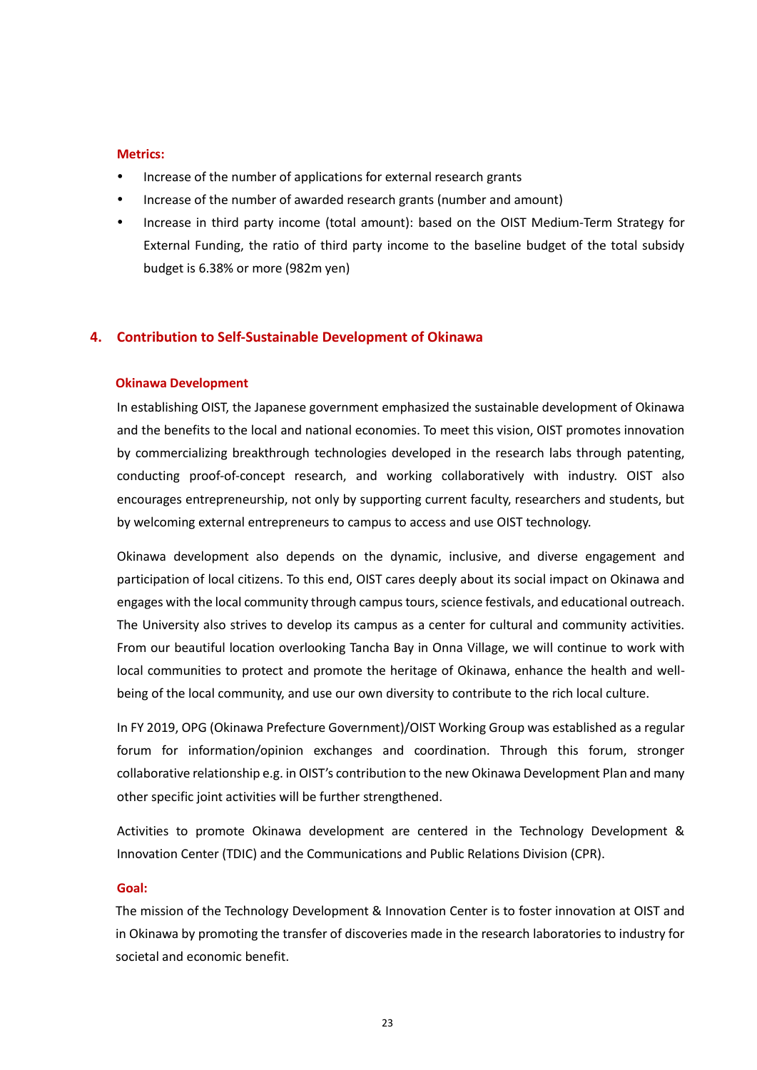**Metrics:**

- Increase of the number of applications for external research grants
- Increase of the number of awarded research grants (number and amount)
- Increase in third party income (total amount): based on the OIST Medium-Term Strategy for External Funding, the ratio of third party income to the baseline budget of the total subsidy budget is 6.38% or more (982m yen)

## 4. Contribution to Self-Sustainable Development of Okinawa

### Okinawa Development

In establishing OIST, the Japanese government emphasized the sustainable development of Okinawa and the benefits to the local and national economies. To meet this vision, OIST promotes innovation by commercializing breakthrough technologies developed in the research labs through patenting, conducting proof-of-concept research, and working collaboratively with industry. OIST also encourages entrepreneurship, not only by supporting current faculty, researchers and students, but by welcoming external entrepreneurs to campus to access and use OIST technology.

Okinawa development also depends on the dynamic, inclusive, and diverse engagement and participation of local citizens. To this end, OIST cares deeply about its social impact on Okinawa and engages with the local community through campus tours, science festivals, and educational outreach. The University also strives to develop its campus as a center for cultural and community activities. From our beautiful location overlooking Tancha Bay in Onna Village, we will continue to work with local communities to protect and promote the heritage of Okinawa, enhance the health and well-being of the local community, and use our own diversity to contribute to the rich local culture.

In FY 2019, OPG (Okinawa Prefecture Government)/OIST Working Group was established as a regular forum for information/opinion exchanges and coordination. Through this forum, stronger collaborative relationship e.g. in OIST's contribution to the new Okinawa Development Plan and many other specific joint activities will be further strengthened.

Activities to promote Okinawa development are centered in the Technology Development & Innovation Center (TDIC) and the Communications and Public Relations Division (CPR).

**Goal:**

The mission of the Technology Development & Innovation Center is to foster innovation at OIST and in Okinawa by promoting the transfer of discoveries made in the research laboratories to industry for societal and economic benefit.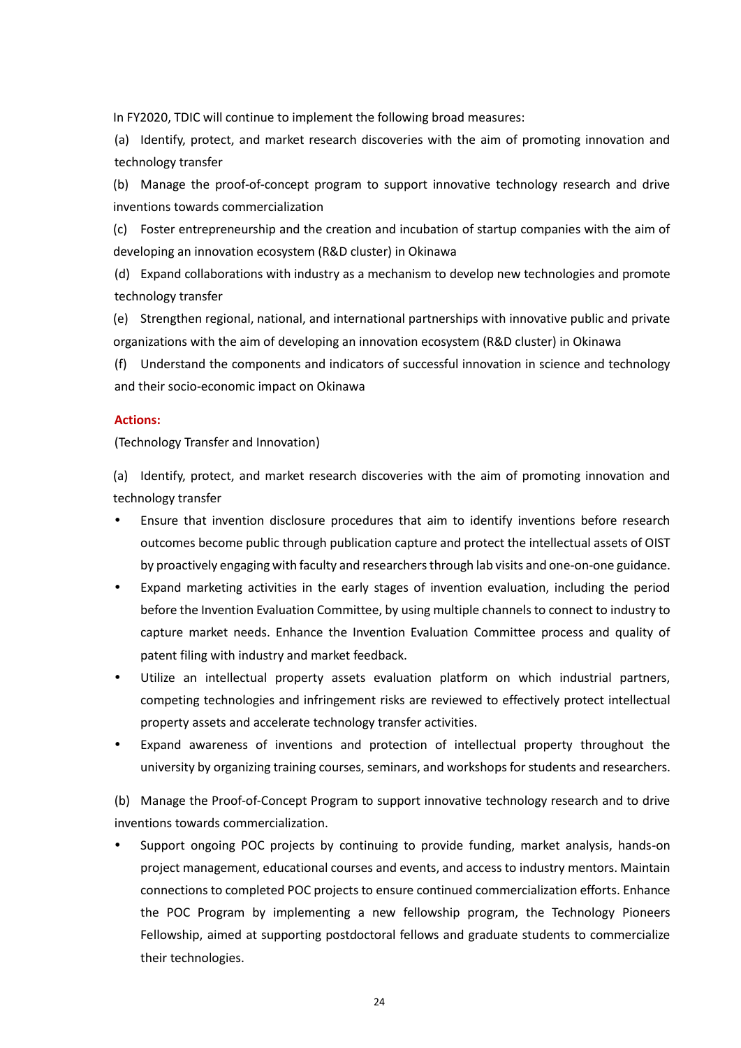In FY2020, TDIC will continue to implement the following broad measures:

(a) Identify, protect, and market research discoveries with the aim of promoting innovation and technology transfer

(b) Manage the proof-of-concept program to support innovative technology research and drive inventions towards commercialization

(c) Foster entrepreneurship and the creation and incubation of startup companies with the aim of developing an innovation ecosystem (R&D cluster) in Okinawa

(d) Expand collaborations with industry as a mechanism to develop new technologies and promote technology transfer

(e) Strengthen regional, national, and international partnerships with innovative public and private organizations with the aim of developing an innovation ecosystem (R&D cluster) in Okinawa

(f) Understand the components and indicators of successful innovation in science and technology and their socio-economic impact on Okinawa

**Actions:**

(Technology Transfer and Innovation)

(a) Identify, protect, and market research discoveries with the aim of promoting innovation and technology transfer

- Ensure that invention disclosure procedures that aim to identify inventions before research outcomes become public through publication capture and protect the intellectual assets of OIST by proactively engaging with faculty and researchers through lab visits and one-on-one guidance.
- Expand marketing activities in the early stages of invention evaluation, including the period before the Invention Evaluation Committee, by using multiple channels to connect to industry to capture market needs. Enhance the Invention Evaluation Committee process and quality of patent filing with industry and market feedback.
- Utilize an intellectual property assets evaluation platform on which industrial partners, competing technologies and infringement risks are reviewed to effectively protect intellectual property assets and accelerate technology transfer activities.
- Expand awareness of inventions and protection of intellectual property throughout the university by organizing training courses, seminars, and workshops for students and researchers.

(b) Manage the Proof-of-Concept Program to support innovative technology research and to drive inventions towards commercialization.

- Support ongoing POC projects by continuing to provide funding, market analysis, hands-on project management, educational courses and events, and access to industry mentors. Maintain connections to completed POC projects to ensure continued commercialization efforts. Enhance the POC Program by implementing a new fellowship program, the Technology Pioneers Fellowship, aimed at supporting postdoctoral fellows and graduate students to commercialize their technologies.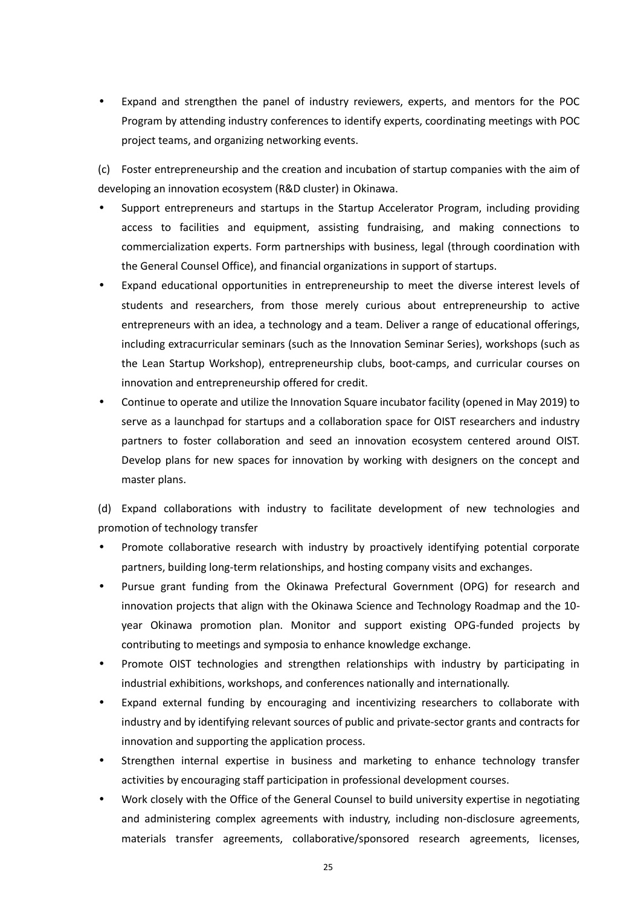- Expand and strengthen the panel of industry reviewers, experts, and mentors for the POC Program by attending industry conferences to identify experts, coordinating meetings with POC project teams, and organizing networking events.

(c) Foster entrepreneurship and the creation and incubation of startup companies with the aim of developing an innovation ecosystem (R&D cluster) in Okinawa.

- Support entrepreneurs and startups in the Startup Accelerator Program, including providing access to facilities and equipment, assisting fundraising, and making connections to commercialization experts. Form partnerships with business, legal (through coordination with the General Counsel Office), and financial organizations in support of startups.
- Expand educational opportunities in entrepreneurship to meet the diverse interest levels of students and researchers, from those merely curious about entrepreneurship to active entrepreneurs with an idea, a technology and a team. Deliver a range of educational offerings, including extracurricular seminars (such as the Innovation Seminar Series), workshops (such as the Lean Startup Workshop), entrepreneurship clubs, boot-camps, and curricular courses on innovation and entrepreneurship offered for credit.
- Continue to operate and utilize the Innovation Square incubator facility (opened in May 2019) to serve as a launchpad for startups and a collaboration space for OIST researchers and industry partners to foster collaboration and seed an innovation ecosystem centered around OIST. Develop plans for new spaces for innovation by working with designers on the concept and master plans.

(d) Expand collaborations with industry to facilitate development of new technologies and promotion of technology transfer

- Promote collaborative research with industry by proactively identifying potential corporate partners, building long-term relationships, and hosting company visits and exchanges.
- Pursue grant funding from the Okinawa Prefectural Government (OPG) for research and innovation projects that align with the Okinawa Science and Technology Roadmap and the 10-year Okinawa promotion plan. Monitor and support existing OPG-funded projects by contributing to meetings and symposia to enhance knowledge exchange.
- Promote OIST technologies and strengthen relationships with industry by participating in industrial exhibitions, workshops, and conferences nationally and internationally.
- Expand external funding by encouraging and incentivizing researchers to collaborate with industry and by identifying relevant sources of public and private-sector grants and contracts for innovation and supporting the application process.
- Strengthen internal expertise in business and marketing to enhance technology transfer activities by encouraging staff participation in professional development courses.
- Work closely with the Office of the General Counsel to build university expertise in negotiating and administering complex agreements with industry, including non-disclosure agreements, materials transfer agreements, collaborative/sponsored research agreements, licenses,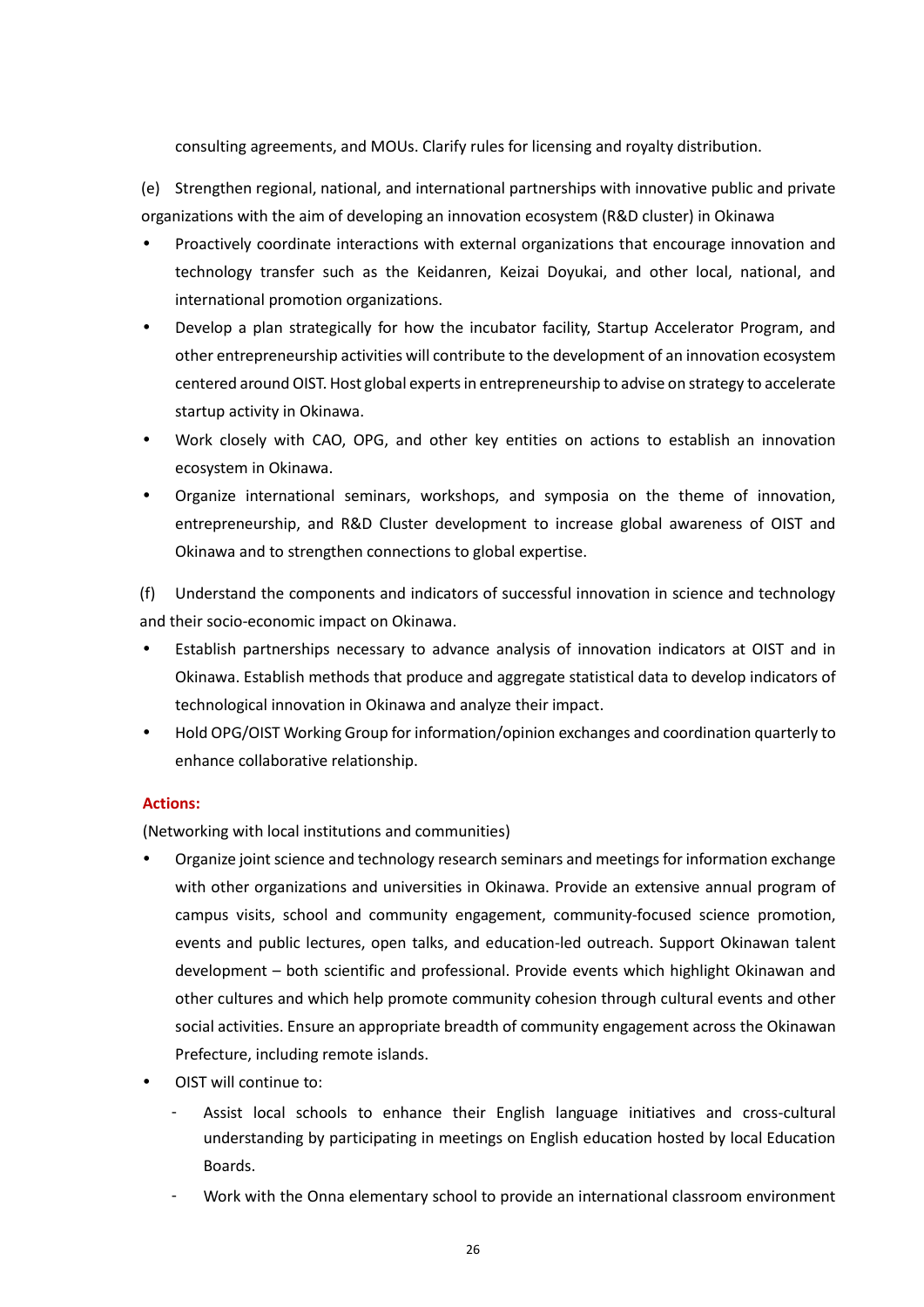consulting agreements, and MOUs. Clarify rules for licensing and royalty distribution.

(e) Strengthen regional, national, and international partnerships with innovative public and private organizations with the aim of developing an innovation ecosystem (R&D cluster) in Okinawa

- Proactively coordinate interactions with external organizations that encourage innovation and technology transfer such as the Keidanren, Keizai Doyukai, and other local, national, and international promotion organizations.
- Develop a plan strategically for how the incubator facility, Startup Accelerator Program, and other entrepreneurship activities will contribute to the development of an innovation ecosystem centered around OIST. Host global experts in entrepreneurship to advise on strategy to accelerate startup activity in Okinawa.
- Work closely with CAO, OPG, and other key entities on actions to establish an innovation ecosystem in Okinawa.
- Organize international seminars, workshops, and symposia on the theme of innovation, entrepreneurship, and R&D Cluster development to increase global awareness of OIST and Okinawa and to strengthen connections to global expertise.

(f) Understand the components and indicators of successful innovation in science and technology and their socio-economic impact on Okinawa.

- Establish partnerships necessary to advance analysis of innovation indicators at OIST and in Okinawa. Establish methods that produce and aggregate statistical data to develop indicators of technological innovation in Okinawa and analyze their impact.
- Hold OPG/OIST Working Group for information/opinion exchanges and coordination quarterly to enhance collaborative relationship.

**Actions:**

(Networking with local institutions and communities)

- Organize joint science and technology research seminars and meetings for information exchange with other organizations and universities in Okinawa. Provide an extensive annual program of campus visits, school and community engagement, community-focused science promotion, events and public lectures, open talks, and education-led outreach. Support Okinawan talent development – both scientific and professional. Provide events which highlight Okinawan and other cultures and which help promote community cohesion through cultural events and other social activities. Ensure an appropriate breadth of community engagement across the Okinawan Prefecture, including remote islands.
- OIST will continue to:
  - Assist local schools to enhance their English language initiatives and cross-cultural understanding by participating in meetings on English education hosted by local Education Boards.
  - Work with the Onna elementary school to provide an international classroom environment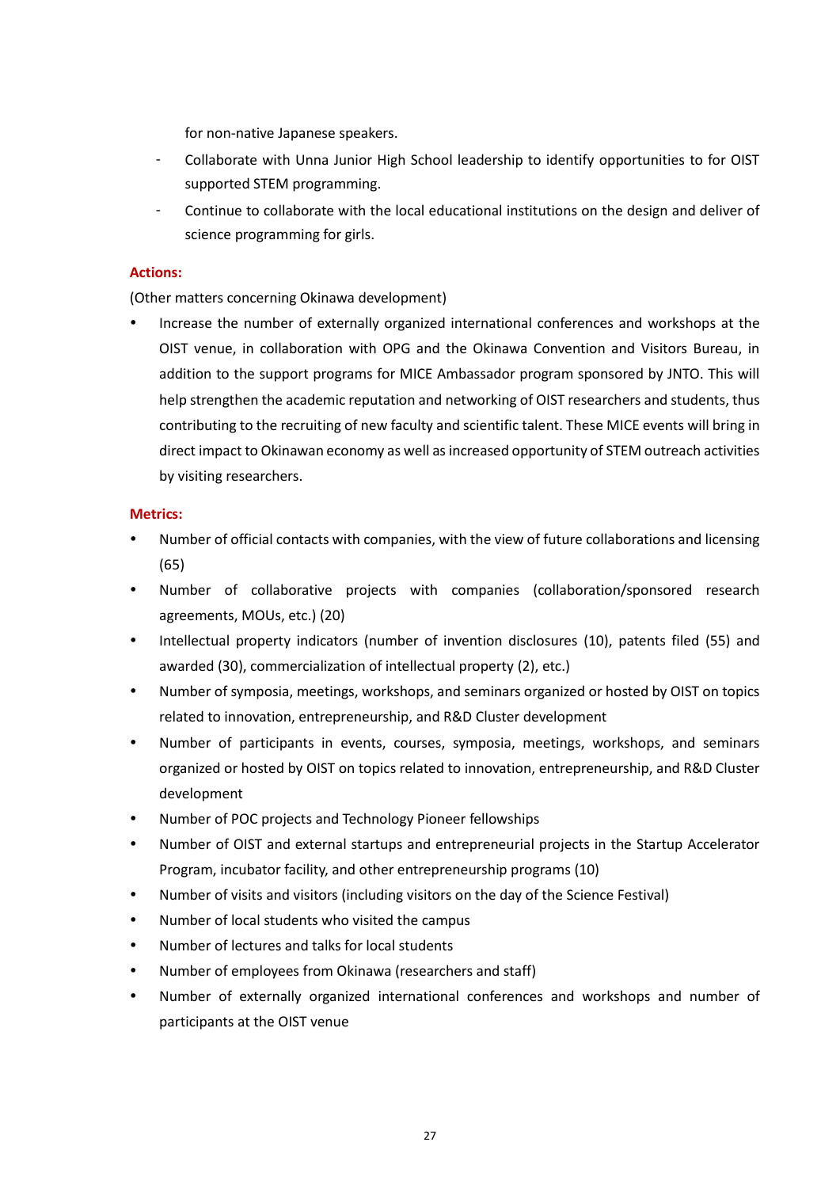for non-native Japanese speakers.

- Collaborate with Unna Junior High School leadership to identify opportunities to for OIST supported STEM programming.
- Continue to collaborate with the local educational institutions on the design and deliver of science programming for girls.

**Actions:**

(Other matters concerning Okinawa development)

- Increase the number of externally organized international conferences and workshops at the OIST venue, in collaboration with OPG and the Okinawa Convention and Visitors Bureau, in addition to the support programs for MICE Ambassador program sponsored by JNTO. This will help strengthen the academic reputation and networking of OIST researchers and students, thus contributing to the recruiting of new faculty and scientific talent. These MICE events will bring in direct impact to Okinawan economy as well as increased opportunity of STEM outreach activities by visiting researchers.

**Metrics:**

- Number of official contacts with companies, with the view of future collaborations and licensing (65)
- Number of collaborative projects with companies (collaboration/sponsored research agreements, MOUs, etc.) (20)
- Intellectual property indicators (number of invention disclosures (10), patents filed (55) and awarded (30), commercialization of intellectual property (2), etc.)
- Number of symposia, meetings, workshops, and seminars organized or hosted by OIST on topics related to innovation, entrepreneurship, and R&D Cluster development
- Number of participants in events, courses, symposia, meetings, workshops, and seminars organized or hosted by OIST on topics related to innovation, entrepreneurship, and R&D Cluster development
- Number of POC projects and Technology Pioneer fellowships
- Number of OIST and external startups and entrepreneurial projects in the Startup Accelerator Program, incubator facility, and other entrepreneurship programs (10)
- Number of visits and visitors (including visitors on the day of the Science Festival)
- Number of local students who visited the campus
- Number of lectures and talks for local students
- Number of employees from Okinawa (researchers and staff)
- Number of externally organized international conferences and workshops and number of participants at the OIST venue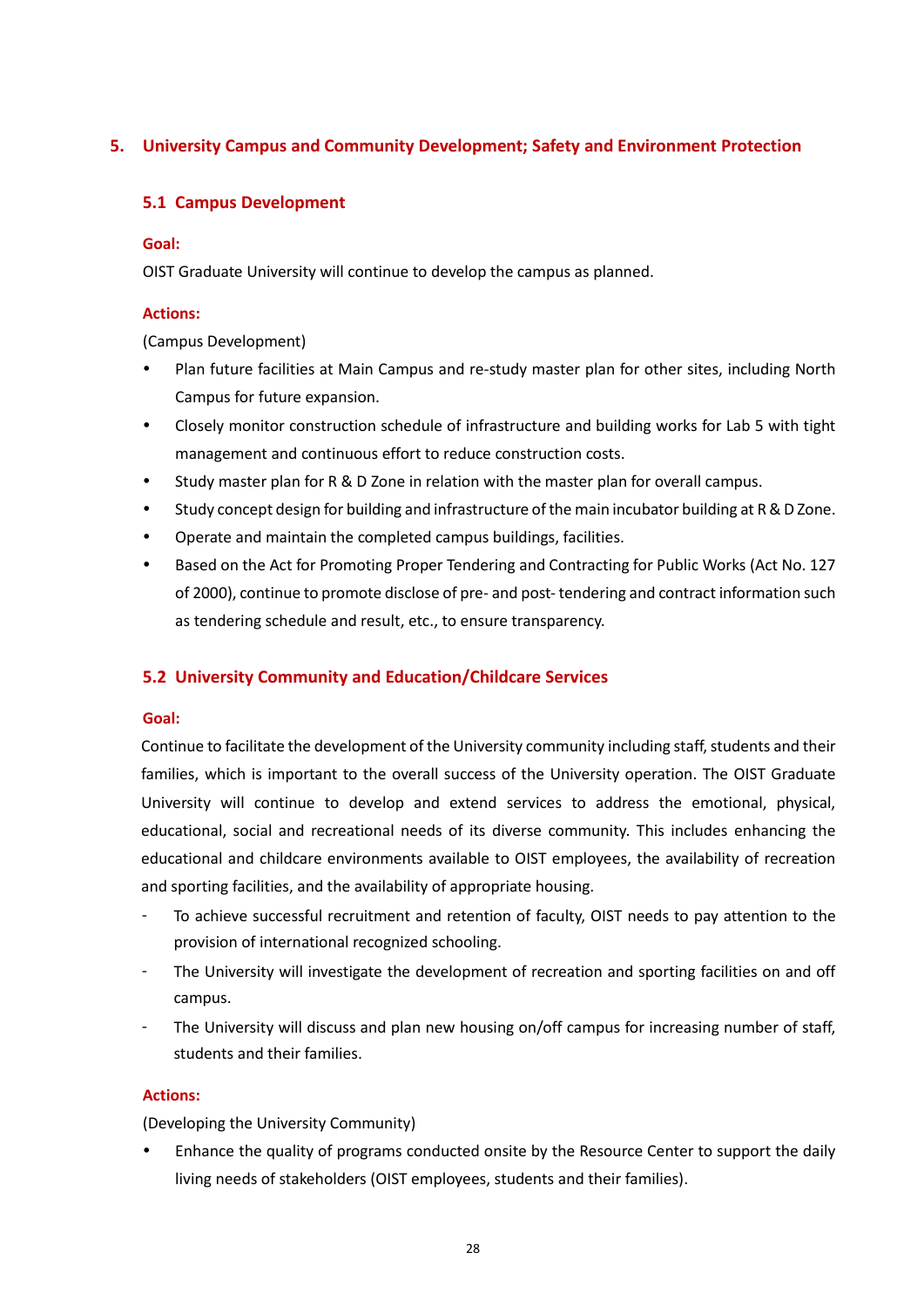## 5. University Campus and Community Development; Safety and Environment Protection

### 5.1 Campus Development

**Goal:**

OIST Graduate University will continue to develop the campus as planned.

**Actions:**

(Campus Development)

- Plan future facilities at Main Campus and re-study master plan for other sites, including North Campus for future expansion.
- Closely monitor construction schedule of infrastructure and building works for Lab 5 with tight management and continuous effort to reduce construction costs.
- Study master plan for R & D Zone in relation with the master plan for overall campus.
- Study concept design for building and infrastructure of the main incubator building at R & D Zone.
- Operate and maintain the completed campus buildings, facilities.
- Based on the Act for Promoting Proper Tendering and Contracting for Public Works (Act No. 127 of 2000), continue to promote disclose of pre- and post- tendering and contract information such as tendering schedule and result, etc., to ensure transparency.

### 5.2 University Community and Education/Childcare Services

**Goal:**

Continue to facilitate the development of the University community including staff, students and their families, which is important to the overall success of the University operation. The OIST Graduate University will continue to develop and extend services to address the emotional, physical, educational, social and recreational needs of its diverse community. This includes enhancing the educational and childcare environments available to OIST employees, the availability of recreation and sporting facilities, and the availability of appropriate housing.

- To achieve successful recruitment and retention of faculty, OIST needs to pay attention to the provision of international recognized schooling.
- The University will investigate the development of recreation and sporting facilities on and off campus.
- The University will discuss and plan new housing on/off campus for increasing number of staff, students and their families.

**Actions:**

(Developing the University Community)

- Enhance the quality of programs conducted onsite by the Resource Center to support the daily living needs of stakeholders (OIST employees, students and their families).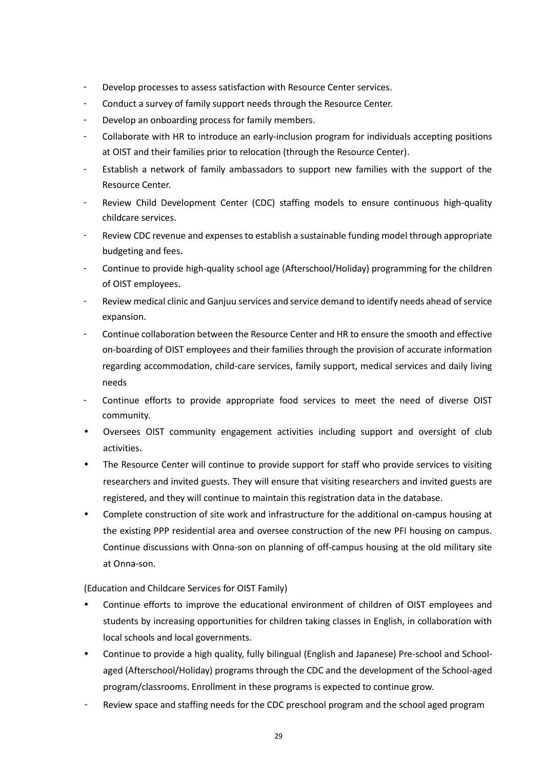- Develop processes to assess satisfaction with Resource Center services.
- Conduct a survey of family support needs through the Resource Center.
- Develop an onboarding process for family members.
- Collaborate with HR to introduce an early-inclusion program for individuals accepting positions at OIST and their families prior to relocation (through the Resource Center).
- Establish a network of family ambassadors to support new families with the support of the Resource Center.
- Review Child Development Center (CDC) staffing models to ensure continuous high-quality childcare services.
- Review CDC revenue and expenses to establish a sustainable funding model through appropriate budgeting and fees.
- Continue to provide high-quality school age (Afterschool/Holiday) programming for the children of OIST employees.
- Review medical clinic and Ganjuu services and service demand to identify needs ahead of service expansion.
- Continue collaboration between the Resource Center and HR to ensure the smooth and effective on-boarding of OIST employees and their families through the provision of accurate information regarding accommodation, child-care services, family support, medical services and daily living needs
- Continue efforts to provide appropriate food services to meet the need of diverse OIST community.

- Oversees OIST community engagement activities including support and oversight of club activities.
- The Resource Center will continue to provide support for staff who provide services to visiting researchers and invited guests. They will ensure that visiting researchers and invited guests are registered, and they will continue to maintain this registration data in the database.
- Complete construction of site work and infrastructure for the additional on-campus housing at the existing PPP residential area and oversee construction of the new PFI housing on campus. Continue discussions with Onna-son on planning of off-campus housing at the old military site at Onna-son.

(Education and Childcare Services for OIST Family)

- Continue efforts to improve the educational environment of children of OIST employees and students by increasing opportunities for children taking classes in English, in collaboration with local schools and local governments.
- Continue to provide a high quality, fully bilingual (English and Japanese) Pre-school and School-aged (Afterschool/Holiday) programs through the CDC and the development of the School-aged program/classrooms. Enrollment in these programs is expected to continue grow.

- Review space and staffing needs for the CDC preschool program and the school aged program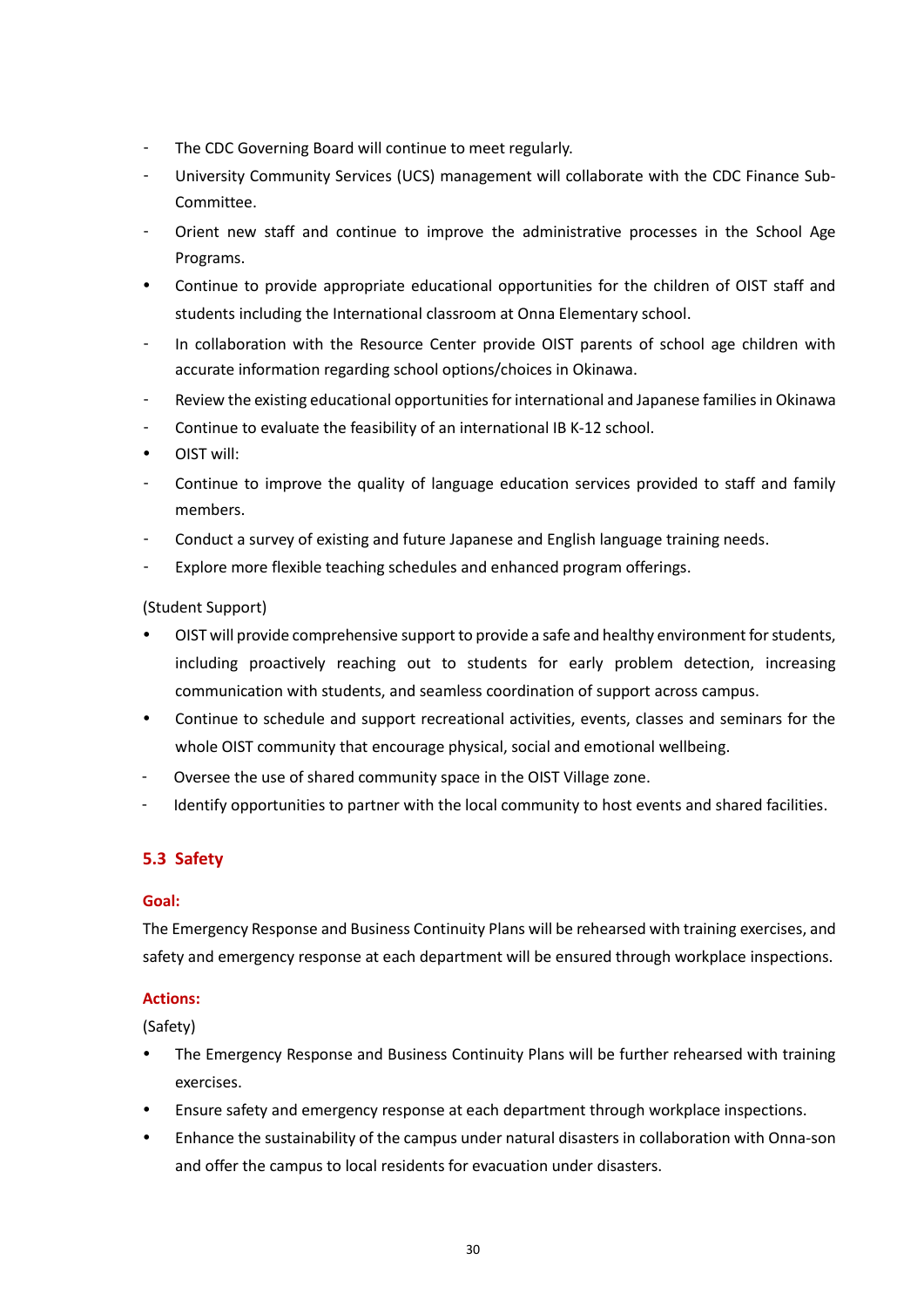- The CDC Governing Board will continue to meet regularly.
- University Community Services (UCS) management will collaborate with the CDC Finance Sub-Committee.
- Orient new staff and continue to improve the administrative processes in the School Age Programs.

- Continue to provide appropriate educational opportunities for the children of OIST staff and students including the International classroom at Onna Elementary school.

- In collaboration with the Resource Center provide OIST parents of school age children with accurate information regarding school options/choices in Okinawa.
- Review the existing educational opportunities for international and Japanese families in Okinawa
- Continue to evaluate the feasibility of an international IB K-12 school.

- OIST will:

- Continue to improve the quality of language education services provided to staff and family members.
- Conduct a survey of existing and future Japanese and English language training needs.
- Explore more flexible teaching schedules and enhanced program offerings.

(Student Support)

- OIST will provide comprehensive support to provide a safe and healthy environment for students, including proactively reaching out to students for early problem detection, increasing communication with students, and seamless coordination of support across campus.
- Continue to schedule and support recreational activities, events, classes and seminars for the whole OIST community that encourage physical, social and emotional wellbeing.

- Oversee the use of shared community space in the OIST Village zone.
- Identify opportunities to partner with the local community to host events and shared facilities.

### 5.3 Safety

**Goal:**

The Emergency Response and Business Continuity Plans will be rehearsed with training exercises, and safety and emergency response at each department will be ensured through workplace inspections.

**Actions:**

(Safety)

- The Emergency Response and Business Continuity Plans will be further rehearsed with training exercises.
- Ensure safety and emergency response at each department through workplace inspections.
- Enhance the sustainability of the campus under natural disasters in collaboration with Onna-son and offer the campus to local residents for evacuation under disasters.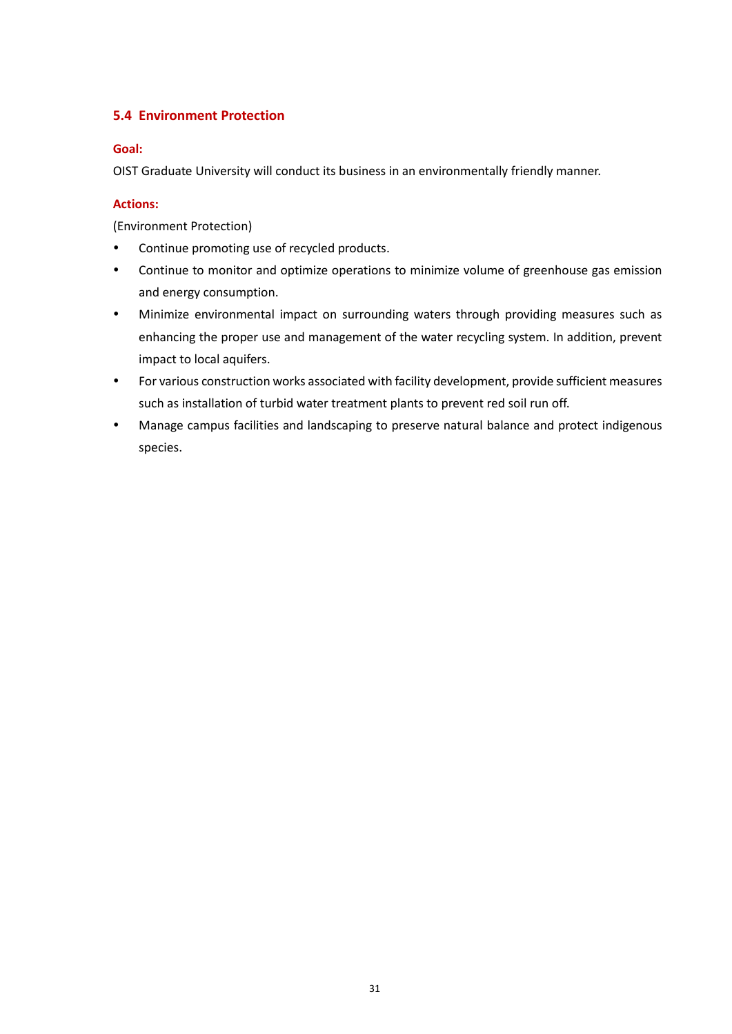### 5.4 Environment Protection

**Goal:**

OIST Graduate University will conduct its business in an environmentally friendly manner.

**Actions:**

(Environment Protection)

- Continue promoting use of recycled products.
- Continue to monitor and optimize operations to minimize volume of greenhouse gas emission and energy consumption.
- Minimize environmental impact on surrounding waters through providing measures such as enhancing the proper use and management of the water recycling system. In addition, prevent impact to local aquifers.
- For various construction works associated with facility development, provide sufficient measures such as installation of turbid water treatment plants to prevent red soil run off.
- Manage campus facilities and landscaping to preserve natural balance and protect indigenous species.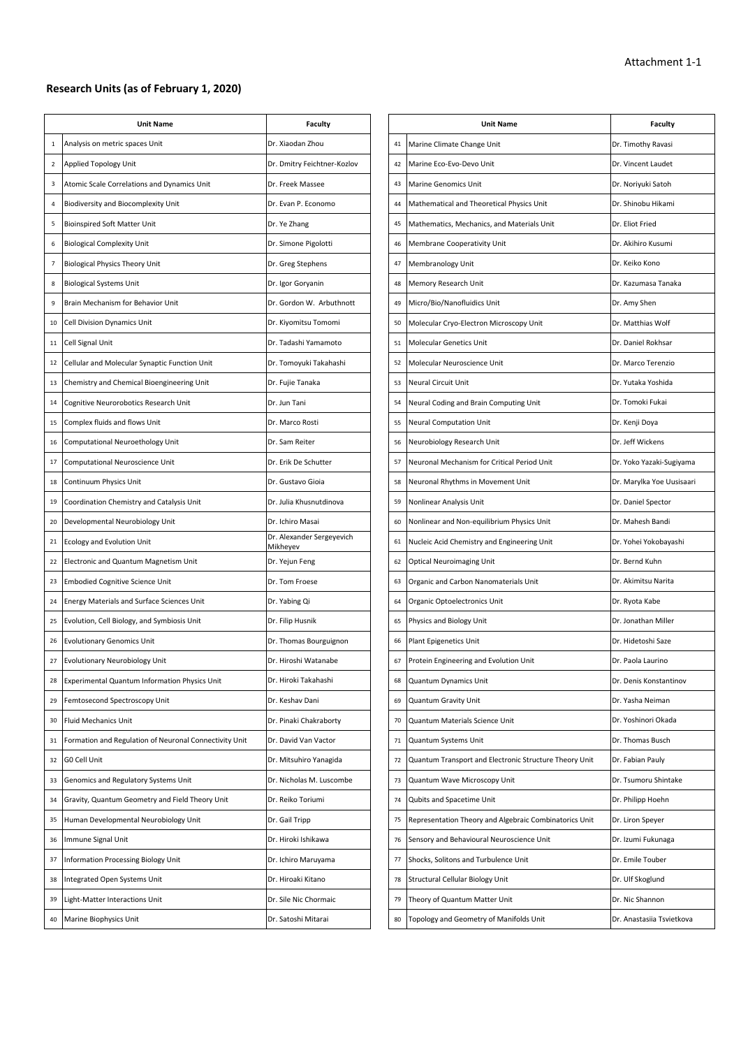Attachment 1-1

## Research Units (as of February 1, 2020)

| | Unit Name | Faculty |
|---|---|---|
| 1 | Analysis on metric spaces Unit | Dr. Xiaodan Zhou |
| 2 | Applied Topology Unit | Dr. Dmitry Feichtner-Kozlov |
| 3 | Atomic Scale Correlations and Dynamics Unit | Dr. Freek Massee |
| 4 | Biodiversity and Biocomplexity Unit | Dr. Evan P. Economo |
| 5 | Bioinspired Soft Matter Unit | Dr. Ye Zhang |
| 6 | Biological Complexity Unit | Dr. Simone Pigolotti |
| 7 | Biological Physics Theory Unit | Dr. Greg Stephens |
| 8 | Biological Systems Unit | Dr. Igor Goryanin |
| 9 | Brain Mechanism for Behavior Unit | Dr. Gordon W. Arbuthnott |
| 10 | Cell Division Dynamics Unit | Dr. Kiyomitsu Tomomi |
| 11 | Cell Signal Unit | Dr. Tadashi Yamamoto |
| 12 | Cellular and Molecular Synaptic Function Unit | Dr. Tomoyuki Takahashi |
| 13 | Chemistry and Chemical Bioengineering Unit | Dr. Fujie Tanaka |
| 14 | Cognitive Neurorobotics Research Unit | Dr. Jun Tani |
| 15 | Complex fluids and flows Unit | Dr. Marco Rosti |
| 16 | Computational Neuroethology Unit | Dr. Sam Reiter |
| 17 | Computational Neuroscience Unit | Dr. Erik De Schutter |
| 18 | Continuum Physics Unit | Dr. Gustavo Gioia |
| 19 | Coordination Chemistry and Catalysis Unit | Dr. Julia Khusnutdinova |
| 20 | Developmental Neurobiology Unit | Dr. Ichiro Masai |
| 21 | Ecology and Evolution Unit | Dr. Alexander Sergeyevich Mikheyev |
| 22 | Electronic and Quantum Magnetism Unit | Dr. Yejun Feng |
| 23 | Embodied Cognitive Science Unit | Dr. Tom Froese |
| 24 | Energy Materials and Surface Sciences Unit | Dr. Yabing Qi |
| 25 | Evolution, Cell Biology, and Symbiosis Unit | Dr. Filip Husnik |
| 26 | Evolutionary Genomics Unit | Dr. Thomas Bourguignon |
| 27 | Evolutionary Neurobiology Unit | Dr. Hiroshi Watanabe |
| 28 | Experimental Quantum Information Physics Unit | Dr. Hiroki Takahashi |
| 29 | Femtosecond Spectroscopy Unit | Dr. Keshav Dani |
| 30 | Fluid Mechanics Unit | Dr. Pinaki Chakraborty |
| 31 | Formation and Regulation of Neuronal Connectivity Unit | Dr. David Van Vactor |
| 32 | G0 Cell Unit | Dr. Mitsuhiro Yanagida |
| 33 | Genomics and Regulatory Systems Unit | Dr. Nicholas M. Luscombe |
| 34 | Gravity, Quantum Geometry and Field Theory Unit | Dr. Reiko Toriumi |
| 35 | Human Developmental Neurobiology Unit | Dr. Gail Tripp |
| 36 | Immune Signal Unit | Dr. Hiroki Ishikawa |
| 37 | Information Processing Biology Unit | Dr. Ichiro Maruyama |
| 38 | Integrated Open Systems Unit | Dr. Hiroaki Kitano |
| 39 | Light-Matter Interactions Unit | Dr. Sile Nic Chormaic |
| 40 | Marine Biophysics Unit | Dr. Satoshi Mitarai |
| 41 | Marine Climate Change Unit | Dr. Timothy Ravasi |
| 42 | Marine Eco-Evo-Devo Unit | Dr. Vincent Laudet |
| 43 | Marine Genomics Unit | Dr. Noriyuki Satoh |
| 44 | Mathematical and Theoretical Physics Unit | Dr. Shinobu Hikami |
| 45 | Mathematics, Mechanics, and Materials Unit | Dr. Eliot Fried |
| 46 | Membrane Cooperativity Unit | Dr. Akihiro Kusumi |
| 47 | Membranology Unit | Dr. Keiko Kono |
| 48 | Memory Research Unit | Dr. Kazumasa Tanaka |
| 49 | Micro/Bio/Nanofluidics Unit | Dr. Amy Shen |
| 50 | Molecular Cryo-Electron Microscopy Unit | Dr. Matthias Wolf |
| 51 | Molecular Genetics Unit | Dr. Daniel Rokhsar |
| 52 | Molecular Neuroscience Unit | Dr. Marco Terenzio |
| 53 | Neural Circuit Unit | Dr. Yutaka Yoshida |
| 54 | Neural Coding and Brain Computing Unit | Dr. Tomoki Fukai |
| 55 | Neural Computation Unit | Dr. Kenji Doya |
| 56 | Neurobiology Research Unit | Dr. Jeff Wickens |
| 57 | Neuronal Mechanism for Critical Period Unit | Dr. Yoko Yazaki-Sugiyama |
| 58 | Neuronal Rhythms in Movement Unit | Dr. Marylka Yoe Uusisaari |
| 59 | Nonlinear Analysis Unit | Dr. Daniel Spector |
| 60 | Nonlinear and Non-equilibrium Physics Unit | Dr. Mahesh Bandi |
| 61 | Nucleic Acid Chemistry and Engineering Unit | Dr. Yohei Yokobayashi |
| 62 | Optical Neuroimaging Unit | Dr. Bernd Kuhn |
| 63 | Organic and Carbon Nanomaterials Unit | Dr. Akimitsu Narita |
| 64 | Organic Optoelectronics Unit | Dr. Ryota Kabe |
| 65 | Physics and Biology Unit | Dr. Jonathan Miller |
| 66 | Plant Epigenetics Unit | Dr. Hidetoshi Saze |
| 67 | Protein Engineering and Evolution Unit | Dr. Paola Laurino |
| 68 | Quantum Dynamics Unit | Dr. Denis Konstantinov |
| 69 | Quantum Gravity Unit | Dr. Yasha Neiman |
| 70 | Quantum Materials Science Unit | Dr. Yoshinori Okada |
| 71 | Quantum Systems Unit | Dr. Thomas Busch |
| 72 | Quantum Transport and Electronic Structure Theory Unit | Dr. Fabian Pauly |
| 73 | Quantum Wave Microscopy Unit | Dr. Tsumoru Shintake |
| 74 | Qubits and Spacetime Unit | Dr. Philipp Hoehn |
| 75 | Representation Theory and Algebraic Combinatorics Unit | Dr. Liron Speyer |
| 76 | Sensory and Behavioural Neuroscience Unit | Dr. Izumi Fukunaga |
| 77 | Shocks, Solitons and Turbulence Unit | Dr. Emile Touber |
| 78 | Structural Cellular Biology Unit | Dr. Ulf Skoglund |
| 79 | Theory of Quantum Matter Unit | Dr. Nic Shannon |
| 80 | Topology and Geometry of Manifolds Unit | Dr. Anastasiia Tsvietkova |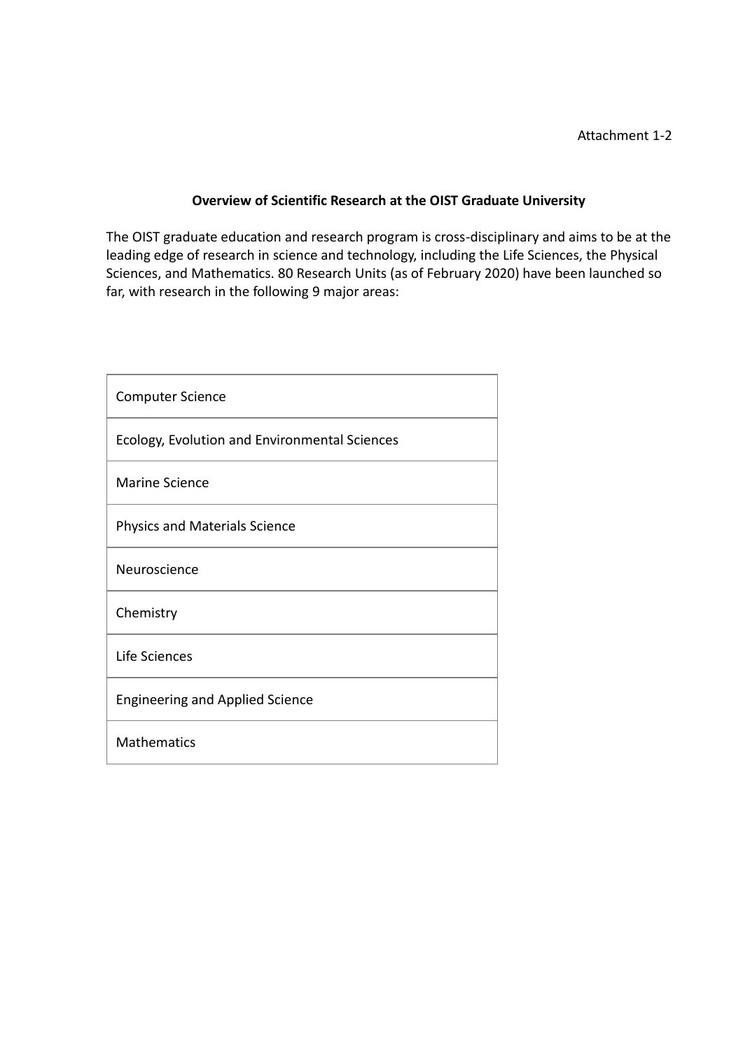Attachment 1-2

## Overview of Scientific Research at the OIST Graduate University

The OIST graduate education and research program is cross-disciplinary and aims to be at the leading edge of research in science and technology, including the Life Sciences, the Physical Sciences, and Mathematics. 80 Research Units (as of February 2020) have been launched so far, with research in the following 9 major areas:

| Computer Science |
|---|
| Ecology, Evolution and Environmental Sciences |
| Marine Science |
| Physics and Materials Science |
| Neuroscience |
| Chemistry |
| Life Sciences |
| Engineering and Applied Science |
| Mathematics |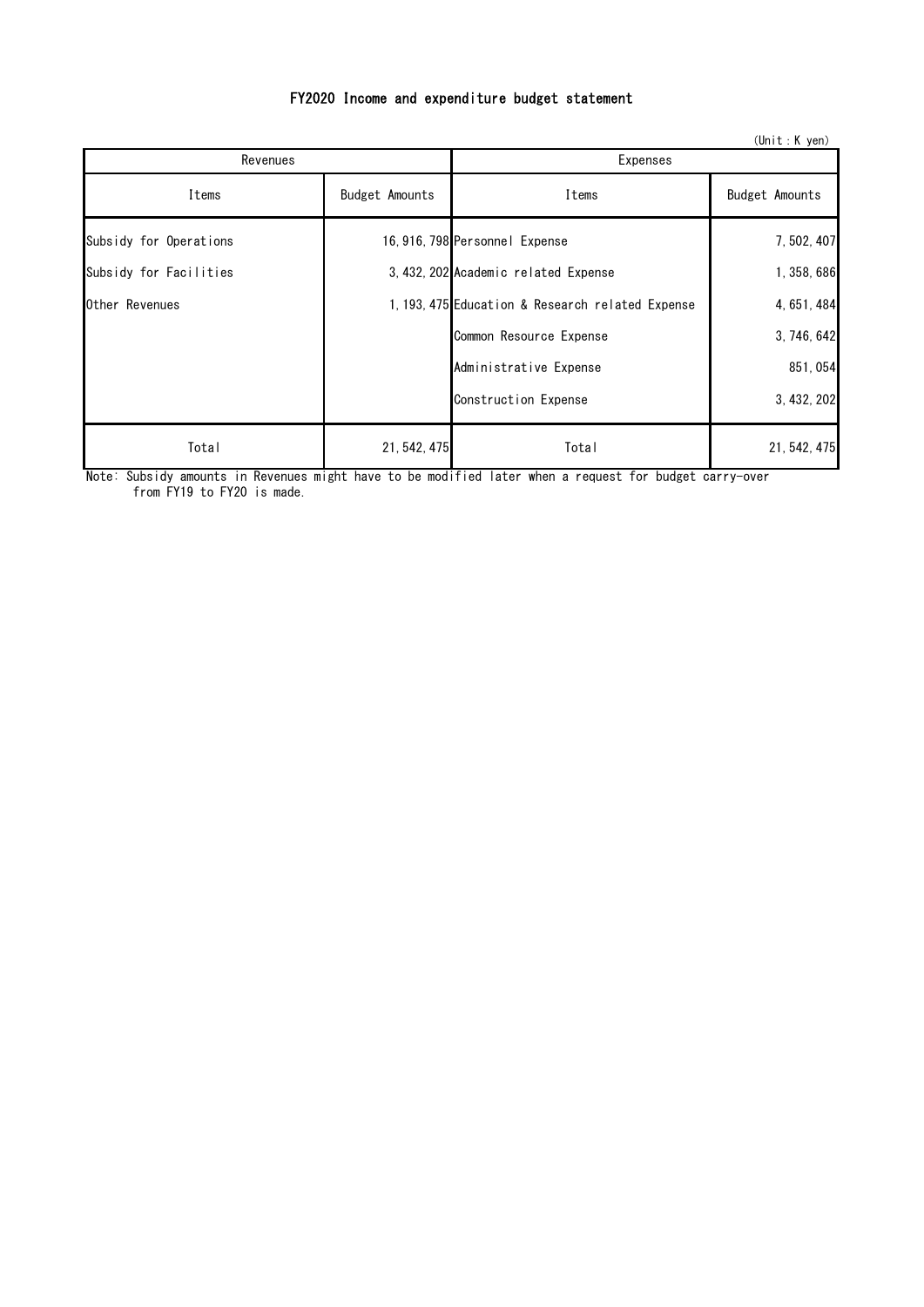# FY2020 Income and expenditure budget statement

(Unit：K yen)

| Revenues | | Expenses | |
|---|---|---|---|
| Items | Budget Amounts | Items | Budget Amounts |
| Subsidy for Operations | 16,916,798 | Personnel Expense | 7,502,407 |
| Subsidy for Facilities | 3,432,202 | Academic related Expense | 1,358,686 |
| Other Revenues | 1,193,475 | Education & Research related Expense | 4,651,484 |
| | | Common Resource Expense | 3,746,642 |
| | | Administrative Expense | 851,054 |
| | | Construction Expense | 3,432,202 |
| Total | 21,542,475 | Total | 21,542,475 |

Note: Subsidy amounts in Revenues might have to be modified later when a request for budget carry-over from FY19 to FY20 is made.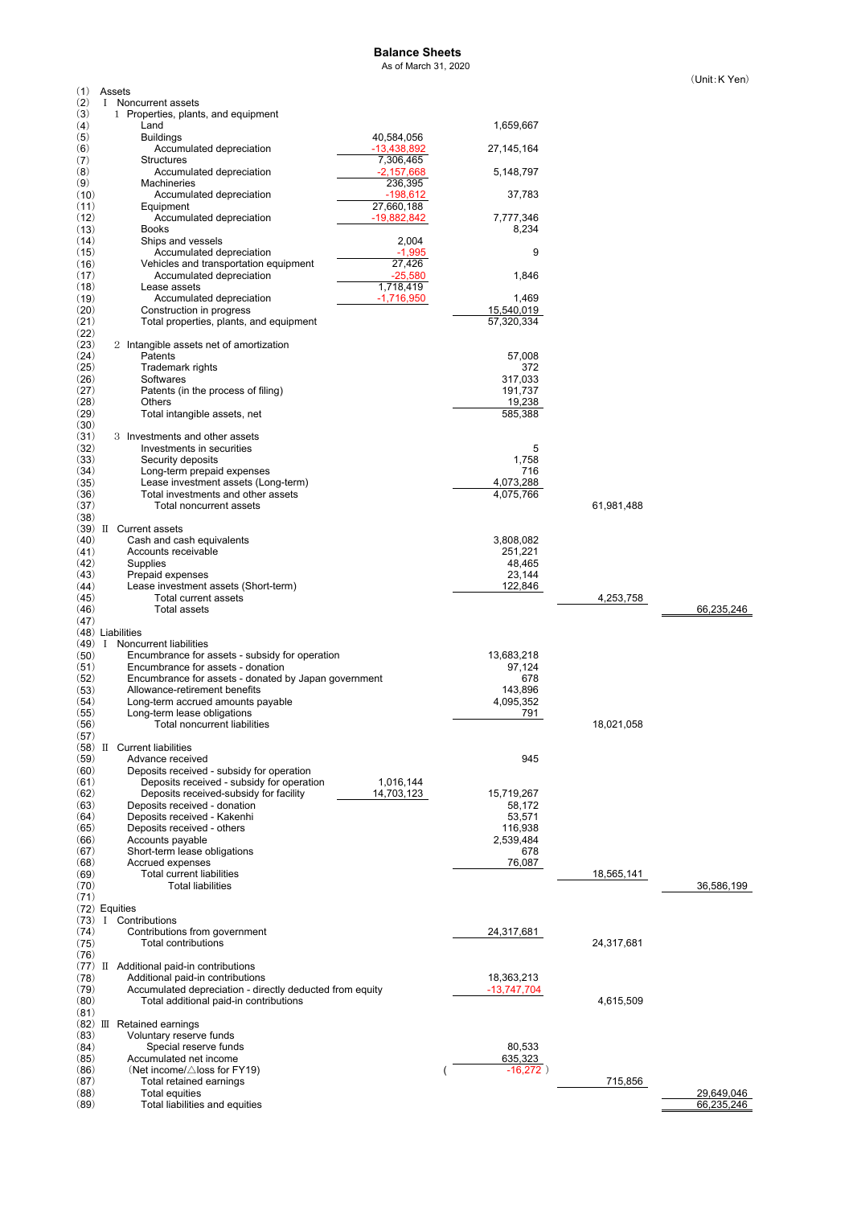# Balance Sheets

As of March 31, 2020

（Unit：K Yen）

| No. | Item | | | | |
|---|---|---|---|---|---|
| (1) | Assets | | | | |
| (2) | I Noncurrent assets | | | | |
| (3) | 1 Properties, plants, and equipment | | | | |
| (4) | Land | | 1,659,667 | | |
| (5) | Buildings | 40,584,056 | | | |
| (6) | Accumulated depreciation | -13,438,892 | 27,145,164 | | |
| (7) | Structures | 7,306,465 | | | |
| (8) | Accumulated depreciation | -2,157,668 | 5,148,797 | | |
| (9) | Machineries | 236,395 | | | |
| (10) | Accumulated depreciation | -198,612 | 37,783 | | |
| (11) | Equipment | 27,660,188 | | | |
| (12) | Accumulated depreciation | -19,882,842 | 7,777,346 | | |
| (13) | Books | | 8,234 | | |
| (14) | Ships and vessels | 2,004 | | | |
| (15) | Accumulated depreciation | -1,995 | 9 | | |
| (16) | Vehicles and transportation equipment | 27,426 | | | |
| (17) | Accumulated depreciation | -25,580 | 1,846 | | |
| (18) | Lease assets | 1,718,419 | | | |
| (19) | Accumulated depreciation | -1,716,950 | 1,469 | | |
| (20) | Construction in progress | | 15,540,019 | | |
| (21) | Total properties, plants, and equipment | | 57,320,334 | | |
| (22) | | | | | |
| (23) | 2 Intangible assets net of amortization | | | | |
| (24) | Patents | | 57,008 | | |
| (25) | Trademark rights | | 372 | | |
| (26) | Softwares | | 317,033 | | |
| (27) | Patents (in the process of filing) | | 191,737 | | |
| (28) | Others | | 19,238 | | |
| (29) | Total intangible assets, net | | 585,388 | | |
| (30) | | | | | |
| (31) | 3 Investments and other assets | | | | |
| (32) | Investments in securities | | 5 | | |
| (33) | Security deposits | | 1,758 | | |
| (34) | Long-term prepaid expenses | | 716 | | |
| (35) | Lease investment assets (Long-term) | | 4,073,288 | | |
| (36) | Total investments and other assets | | 4,075,766 | | |
| (37) | Total noncurrent assets | | | 61,981,488 | |
| (38) | | | | | |
| (39) | II Current assets | | | | |
| (40) | Cash and cash equivalents | | 3,808,082 | | |
| (41) | Accounts receivable | | 251,221 | | |
| (42) | Supplies | | 48,465 | | |
| (43) | Prepaid expenses | | 23,144 | | |
| (44) | Lease investment assets (Short-term) | | 122,846 | | |
| (45) | Total current assets | | | 4,253,758 | |
| (46) | Total assets | | | | 66,235,246 |
| (47) | | | | | |
| (48) | Liabilities | | | | |
| (49) | I Noncurrent liabilities | | | | |
| (50) | Encumbrance for assets - subsidy for operation | | 13,683,218 | | |
| (51) | Encumbrance for assets - donation | | 97,124 | | |
| (52) | Encumbrance for assets - donated by Japan government | | 678 | | |
| (53) | Allowance-retirement benefits | | 143,896 | | |
| (54) | Long-term accrued amounts payable | | 4,095,352 | | |
| (55) | Long-term lease obligations | | 791 | | |
| (56) | Total noncurrent liabilities | | | 18,021,058 | |
| (57) | | | | | |
| (58) | II Current liabilities | | | | |
| (59) | Advance received | | 945 | | |
| (60) | Deposits received - subsidy for operation | | | | |
| (61) | Deposits received - subsidy for operation | 1,016,144 | | | |
| (62) | Deposits received-subsidy for facility | 14,703,123 | 15,719,267 | | |
| (63) | Deposits received - donation | | 58,172 | | |
| (64) | Deposits received - Kakenhi | | 53,571 | | |
| (65) | Deposits received - others | | 116,938 | | |
| (66) | Accounts payable | | 2,539,484 | | |
| (67) | Short-term lease obligations | | 678 | | |
| (68) | Accrued expenses | | 76,087 | | |
| (69) | Total current liabilities | | | 18,565,141 | |
| (70) | Total liabilities | | | | 36,586,199 |
| (71) | | | | | |
| (72) | Equities | | | | |
| (73) | I Contributions | | | | |
| (74) | Contributions from government | | 24,317,681 | | |
| (75) | Total contributions | | | 24,317,681 | |
| (76) | | | | | |
| (77) | II Additional paid-in contributions | | | | |
| (78) | Additional paid-in contributions | | 18,363,213 | | |
| (79) | Accumulated depreciation - directly deducted from equity | | -13,747,704 | | |
| (80) | Total additional paid-in contributions | | | 4,615,509 | |
| (81) | | | | | |
| (82) | III Retained earnings | | | | |
| (83) | Voluntary reserve funds | | | | |
| (84) | Special reserve funds | | 80,533 | | |
| (85) | Accumulated net income | | 635,323 | | |
| (86) | (Net income/△loss for FY19) | | ( -16,272 ) | | |
| (87) | Total retained earnings | | | 715,856 | |
| (88) | Total equities | | | | 29,649,046 |
| (89) | Total liabilities and equities | | | | 66,235,246 |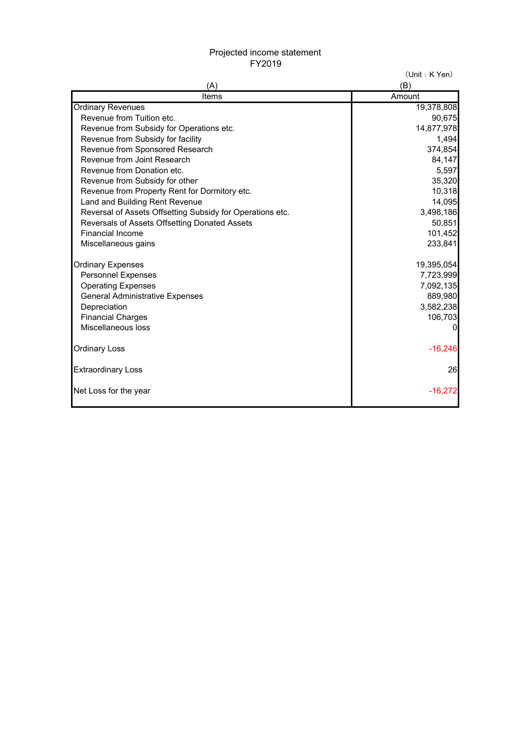# Projected income statement
## FY2019

（Unit：K Yen）

| (A) Items | (B) Amount |
|---|---|
| Ordinary Revenues | 19,378,808 |
| Revenue from Tuition etc. | 90,675 |
| Revenue from Subsidy for Operations etc. | 14,877,978 |
| Revenue from Subsidy for facility | 1,494 |
| Revenue from Sponsored Research | 374,854 |
| Revenue from Joint Research | 84,147 |
| Revenue from Donation etc. | 5,597 |
| Revenue from Subsidy for other | 35,320 |
| Revenue from Property Rent for Dormitory etc. | 10,318 |
| Land and Building Rent Revenue | 14,095 |
| Reversal of Assets Offsetting Subsidy for Operations etc. | 3,498,186 |
| Reversals of Assets Offsetting Donated Assets | 50,851 |
| Financial Income | 101,452 |
| Miscellaneous gains | 233,841 |
| | |
| Ordinary Expenses | 19,395,054 |
| Personnel Expenses | 7,723,999 |
| Operating Expenses | 7,092,135 |
| General Administrative Expenses | 889,980 |
| Depreciation | 3,582,238 |
| Financial Charges | 106,703 |
| Miscellaneous loss | 0 |
| | |
| Ordinary Loss | -16,246 |
| | |
| Extraordinary Loss | 26 |
| | |
| Net Loss for the year | -16,272 |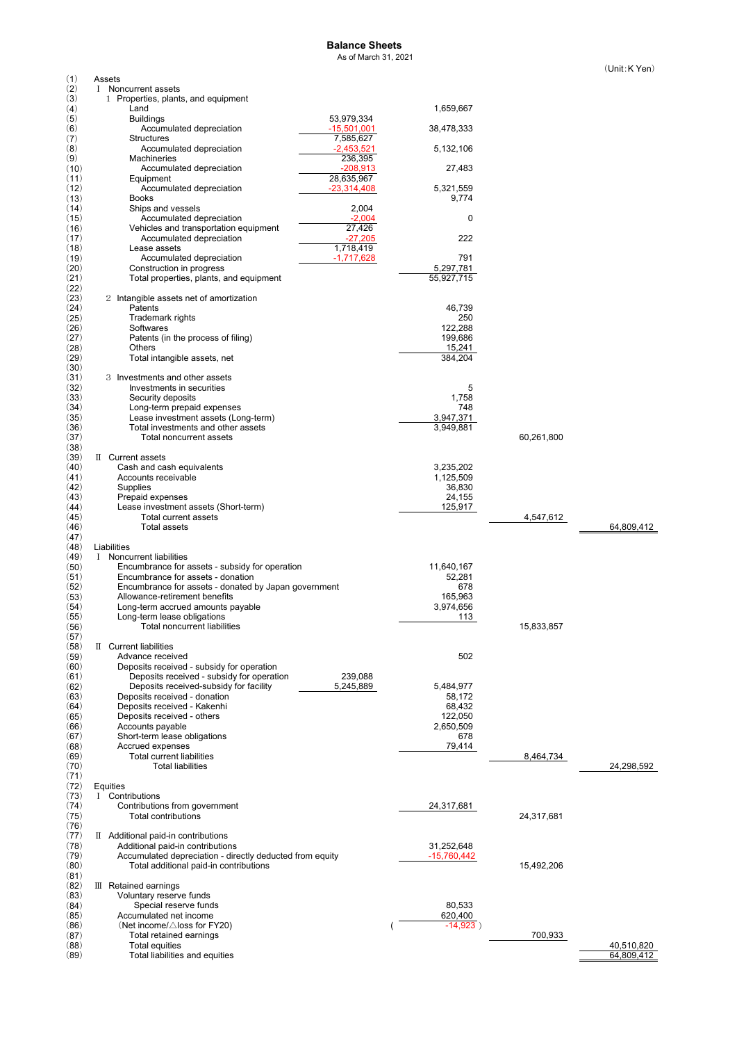# Balance Sheets

As of March 31, 2021

(Unit:K Yen)

| No. | Item | | | | |
|---|---|---|---|---|---|
| (1) | Assets | | | | |
| (2) | Ⅰ Noncurrent assets | | | | |
| (3) | 1 Properties, plants, and equipment | | | | |
| (4) | Land | | 1,659,667 | | |
| (5) | Buildings | 53,979,334 | | | |
| (6) | Accumulated depreciation | -15,501,001 | 38,478,333 | | |
| (7) | Structures | 7,585,627 | | | |
| (8) | Accumulated depreciation | -2,453,521 | 5,132,106 | | |
| (9) | Machineries | 236,395 | | | |
| (10) | Accumulated depreciation | -208,913 | 27,483 | | |
| (11) | Equipment | 28,635,967 | | | |
| (12) | Accumulated depreciation | -23,314,408 | 5,321,559 | | |
| (13) | Books | | 9,774 | | |
| (14) | Ships and vessels | 2,004 | | | |
| (15) | Accumulated depreciation | -2,004 | 0 | | |
| (16) | Vehicles and transportation equipment | 27,426 | | | |
| (17) | Accumulated depreciation | -27,205 | 222 | | |
| (18) | Lease assets | 1,718,419 | | | |
| (19) | Accumulated depreciation | -1,717,628 | 791 | | |
| (20) | Construction in progress | | 5,297,781 | | |
| (21) | Total properties, plants, and equipment | | 55,927,715 | | |
| (22) | | | | | |
| (23) | 2 Intangible assets net of amortization | | | | |
| (24) | Patents | | 46,739 | | |
| (25) | Trademark rights | | 250 | | |
| (26) | Softwares | | 122,288 | | |
| (27) | Patents (in the process of filing) | | 199,686 | | |
| (28) | Others | | 15,241 | | |
| (29) | Total intangible assets, net | | 384,204 | | |
| (30) | | | | | |
| (31) | 3 Investments and other assets | | | | |
| (32) | Investments in securities | | 5 | | |
| (33) | Security deposits | | 1,758 | | |
| (34) | Long-term prepaid expenses | | 748 | | |
| (35) | Lease investment assets (Long-term) | | 3,947,371 | | |
| (36) | Total investments and other assets | | 3,949,881 | | |
| (37) | Total noncurrent assets | | | 60,261,800 | |
| (38) | | | | | |
| (39) | Ⅱ Current assets | | | | |
| (40) | Cash and cash equivalents | | 3,235,202 | | |
| (41) | Accounts receivable | | 1,125,509 | | |
| (42) | Supplies | | 36,830 | | |
| (43) | Prepaid expenses | | 24,155 | | |
| (44) | Lease investment assets (Short-term) | | 125,917 | | |
| (45) | Total current assets | | | 4,547,612 | |
| (46) | Total assets | | | | 64,809,412 |
| (47) | | | | | |
| (48) | Liabilities | | | | |
| (49) | Ⅰ Noncurrent liabilities | | | | |
| (50) | Encumbrance for assets - subsidy for operation | | 11,640,167 | | |
| (51) | Encumbrance for assets - donation | | 52,281 | | |
| (52) | Encumbrance for assets - donated by Japan government | | 678 | | |
| (53) | Allowance-retirement benefits | | 165,963 | | |
| (54) | Long-term accrued amounts payable | | 3,974,656 | | |
| (55) | Long-term lease obligations | | 113 | | |
| (56) | Total noncurrent liabilities | | | 15,833,857 | |
| (57) | | | | | |
| (58) | Ⅱ Current liabilities | | | | |
| (59) | Advance received | | 502 | | |
| (60) | Deposits received - subsidy for operation | | | | |
| (61) | Deposits received - subsidy for operation | 239,088 | | | |
| (62) | Deposits received-subsidy for facility | 5,245,889 | 5,484,977 | | |
| (63) | Deposits received - donation | | 58,172 | | |
| (64) | Deposits received - Kakenhi | | 68,432 | | |
| (65) | Deposits received - others | | 122,050 | | |
| (66) | Accounts payable | | 2,650,509 | | |
| (67) | Short-term lease obligations | | 678 | | |
| (68) | Accrued expenses | | 79,414 | | |
| (69) | Total current liabilities | | | 8,464,734 | |
| (70) | Total liabilities | | | | 24,298,592 |
| (71) | | | | | |
| (72) | Equities | | | | |
| (73) | Ⅰ Contributions | | | | |
| (74) | Contributions from government | | 24,317,681 | | |
| (75) | Total contributions | | | 24,317,681 | |
| (76) | | | | | |
| (77) | Ⅱ Additional paid-in contributions | | | | |
| (78) | Additional paid-in contributions | | 31,252,648 | | |
| (79) | Accumulated depreciation - directly deducted from equity | | -15,760,442 | | |
| (80) | Total additional paid-in contributions | | | 15,492,206 | |
| (81) | | | | | |
| (82) | Ⅲ Retained earnings | | | | |
| (83) | Voluntary reserve funds | | | | |
| (84) | Special reserve funds | | 80,533 | | |
| (85) | Accumulated net income | | 620,400 | | |
| (86) | (Net income/△loss for FY20) | | ( -14,923 ) | | |
| (87) | Total retained earnings | | | 700,933 | |
| (88) | Total equities | | | | 40,510,820 |
| (89) | Total liabilities and equities | | | | 64,809,412 |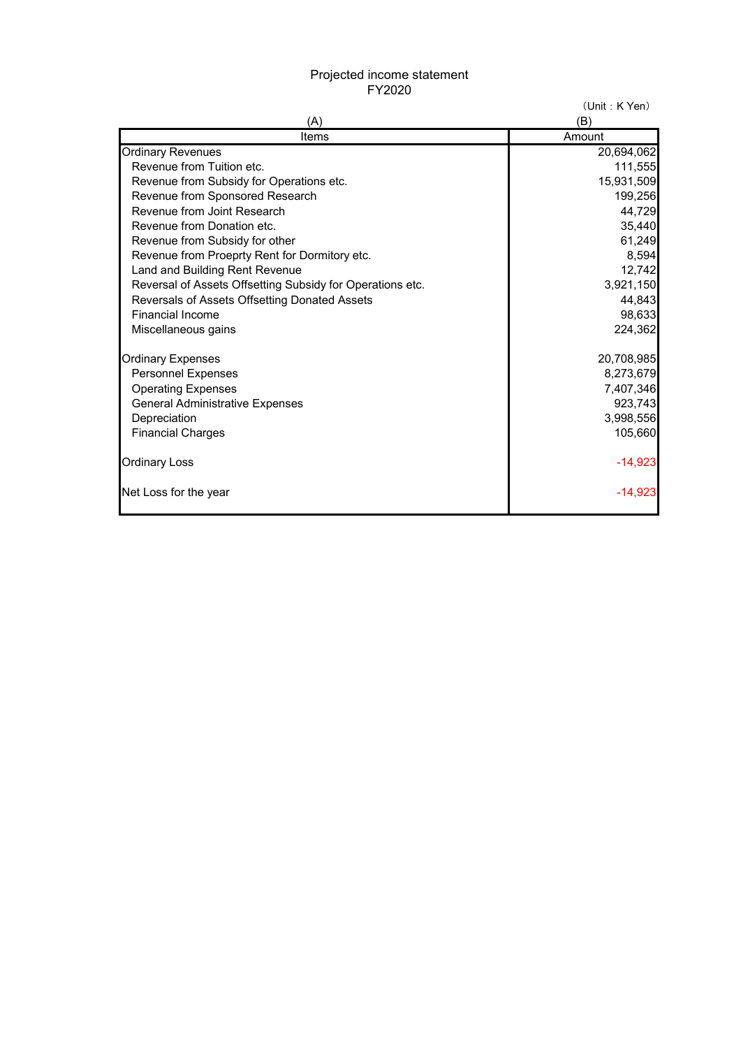# Projected income statement
## FY2020

（Unit：K Yen）

| (A) Items | (B) Amount |
|---|---|
| Ordinary Revenues | 20,694,062 |
| Revenue from Tuition etc. | 111,555 |
| Revenue from Subsidy for Operations etc. | 15,931,509 |
| Revenue from Sponsored Research | 199,256 |
| Revenue from Joint Research | 44,729 |
| Revenue from Donation etc. | 35,440 |
| Revenue from Subsidy for other | 61,249 |
| Revenue from Proeprty Rent for Dormitory etc. | 8,594 |
| Land and Building Rent Revenue | 12,742 |
| Reversal of Assets Offsetting Subsidy for Operations etc. | 3,921,150 |
| Reversals of Assets Offsetting Donated Assets | 44,843 |
| Financial Income | 98,633 |
| Miscellaneous gains | 224,362 |
| | |
| Ordinary Expenses | 20,708,985 |
| Personnel Expenses | 8,273,679 |
| Operating Expenses | 7,407,346 |
| General Administrative Expenses | 923,743 |
| Depreciation | 3,998,556 |
| Financial Charges | 105,660 |
| | |
| Ordinary Loss | -14,923 |
| | |
| Net Loss for the year | -14,923 |